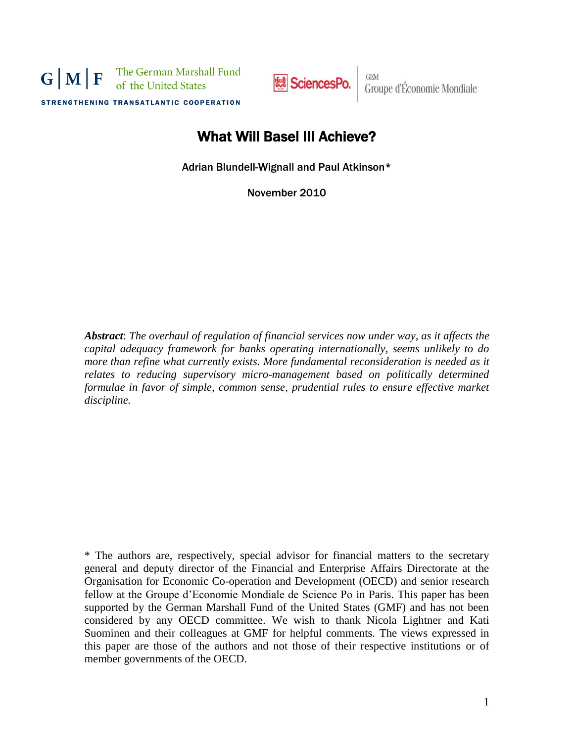G | M | F The German Marshall Fund of the United States

STRENGTHENING TRANSATLANTIC COOPERATION

SciencesPo. GEM Groupe d'Économie Mondiale

# What Will Basel III Achieve?

Adrian Blundell-Wignall and Paul Atkinson*

November 2010

***Abstract***: *The overhaul of regulation of financial services now under way, as it affects the capital adequacy framework for banks operating internationally, seems unlikely to do more than refine what currently exists. More fundamental reconsideration is needed as it relates to reducing supervisory micro-management based on politically determined formulae in favor of simple, common sense, prudential rules to ensure effective market discipline.*

* The authors are, respectively, special advisor for financial matters to the secretary general and deputy director of the Financial and Enterprise Affairs Directorate at the Organisation for Economic Co-operation and Development (OECD) and senior research fellow at the Groupe d'Economie Mondiale de Science Po in Paris. This paper has been supported by the German Marshall Fund of the United States (GMF) and has not been considered by any OECD committee. We wish to thank Nicola Lightner and Kati Suominen and their colleagues at GMF for helpful comments. The views expressed in this paper are those of the authors and not those of their respective institutions or of member governments of the OECD.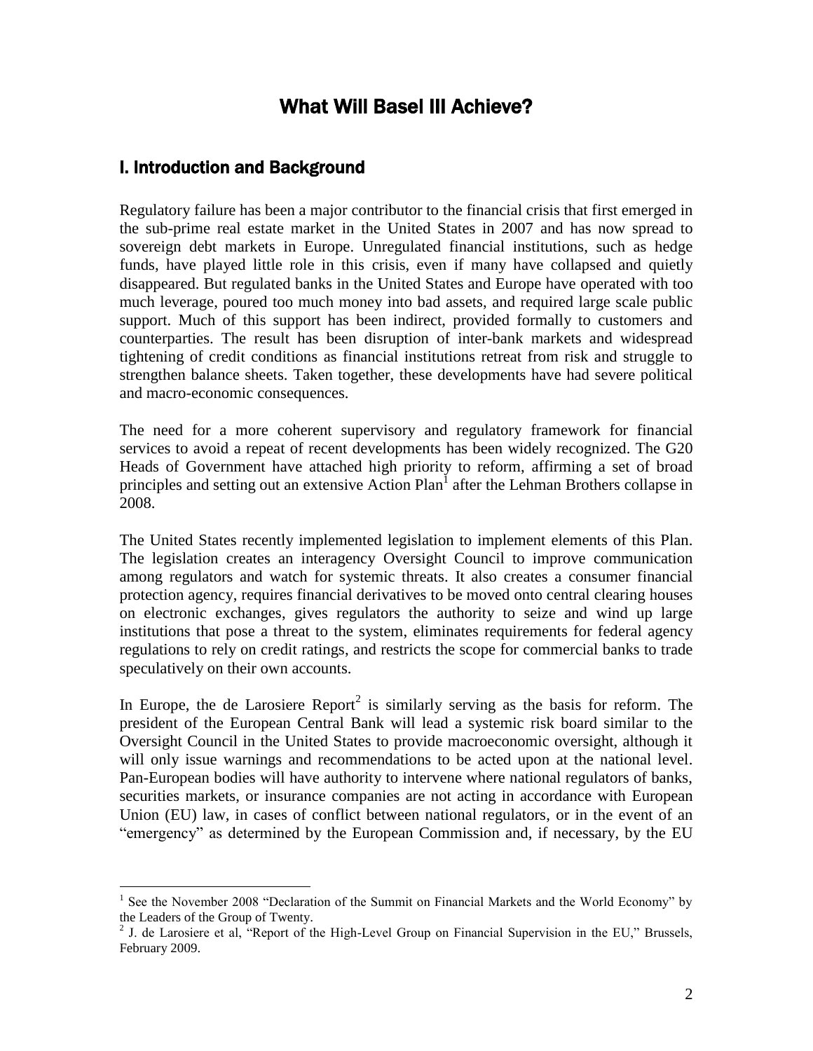# What Will Basel III Achieve?

## I. Introduction and Background

Regulatory failure has been a major contributor to the financial crisis that first emerged in the sub-prime real estate market in the United States in 2007 and has now spread to sovereign debt markets in Europe. Unregulated financial institutions, such as hedge funds, have played little role in this crisis, even if many have collapsed and quietly disappeared. But regulated banks in the United States and Europe have operated with too much leverage, poured too much money into bad assets, and required large scale public support. Much of this support has been indirect, provided formally to customers and counterparties. The result has been disruption of inter-bank markets and widespread tightening of credit conditions as financial institutions retreat from risk and struggle to strengthen balance sheets. Taken together, these developments have had severe political and macro-economic consequences.

The need for a more coherent supervisory and regulatory framework for financial services to avoid a repeat of recent developments has been widely recognized. The G20 Heads of Government have attached high priority to reform, affirming a set of broad principles and setting out an extensive Action Plan[1] after the Lehman Brothers collapse in 2008.

The United States recently implemented legislation to implement elements of this Plan. The legislation creates an interagency Oversight Council to improve communication among regulators and watch for systemic threats. It also creates a consumer financial protection agency, requires financial derivatives to be moved onto central clearing houses on electronic exchanges, gives regulators the authority to seize and wind up large institutions that pose a threat to the system, eliminates requirements for federal agency regulations to rely on credit ratings, and restricts the scope for commercial banks to trade speculatively on their own accounts.

In Europe, the de Larosiere Report[2] is similarly serving as the basis for reform. The president of the European Central Bank will lead a systemic risk board similar to the Oversight Council in the United States to provide macroeconomic oversight, although it will only issue warnings and recommendations to be acted upon at the national level. Pan-European bodies will have authority to intervene where national regulators of banks, securities markets, or insurance companies are not acting in accordance with European Union (EU) law, in cases of conflict between national regulators, or in the event of an "emergency" as determined by the European Commission and, if necessary, by the EU

---

[1] See the November 2008 "Declaration of the Summit on Financial Markets and the World Economy" by the Leaders of the Group of Twenty.

[2] J. de Larosiere et al, "Report of the High-Level Group on Financial Supervision in the EU," Brussels, February 2009.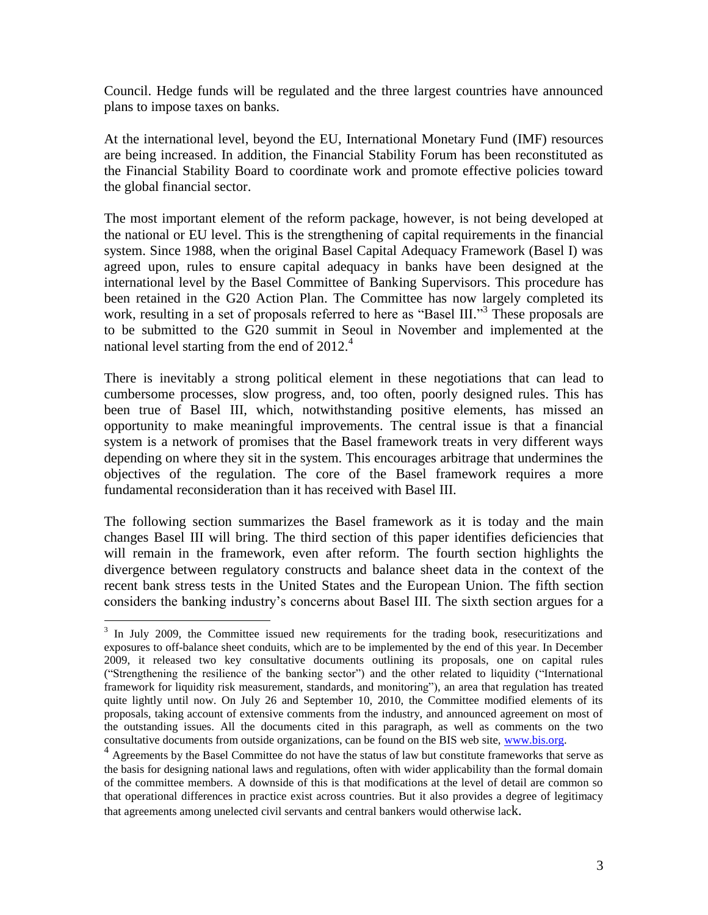Council. Hedge funds will be regulated and the three largest countries have announced plans to impose taxes on banks.

At the international level, beyond the EU, International Monetary Fund (IMF) resources are being increased. In addition, the Financial Stability Forum has been reconstituted as the Financial Stability Board to coordinate work and promote effective policies toward the global financial sector.

The most important element of the reform package, however, is not being developed at the national or EU level. This is the strengthening of capital requirements in the financial system. Since 1988, when the original Basel Capital Adequacy Framework (Basel I) was agreed upon, rules to ensure capital adequacy in banks have been designed at the international level by the Basel Committee of Banking Supervisors. This procedure has been retained in the G20 Action Plan. The Committee has now largely completed its work, resulting in a set of proposals referred to here as "Basel III."[3] These proposals are to be submitted to the G20 summit in Seoul in November and implemented at the national level starting from the end of 2012.[4]

There is inevitably a strong political element in these negotiations that can lead to cumbersome processes, slow progress, and, too often, poorly designed rules. This has been true of Basel III, which, notwithstanding positive elements, has missed an opportunity to make meaningful improvements. The central issue is that a financial system is a network of promises that the Basel framework treats in very different ways depending on where they sit in the system. This encourages arbitrage that undermines the objectives of the regulation. The core of the Basel framework requires a more fundamental reconsideration than it has received with Basel III.

The following section summarizes the Basel framework as it is today and the main changes Basel III will bring. The third section of this paper identifies deficiencies that will remain in the framework, even after reform. The fourth section highlights the divergence between regulatory constructs and balance sheet data in the context of the recent bank stress tests in the United States and the European Union. The fifth section considers the banking industry's concerns about Basel III. The sixth section argues for a

---

[3] In July 2009, the Committee issued new requirements for the trading book, resecuritizations and exposures to off-balance sheet conduits, which are to be implemented by the end of this year. In December 2009, it released two key consultative documents outlining its proposals, one on capital rules ("Strengthening the resilience of the banking sector") and the other related to liquidity ("International framework for liquidity risk measurement, standards, and monitoring"), an area that regulation has treated quite lightly until now. On July 26 and September 10, 2010, the Committee modified elements of its proposals, taking account of extensive comments from the industry, and announced agreement on most of the outstanding issues. All the documents cited in this paragraph, as well as comments on the two consultative documents from outside organizations, can be found on the BIS web site, www.bis.org.

[4] Agreements by the Basel Committee do not have the status of law but constitute frameworks that serve as the basis for designing national laws and regulations, often with wider applicability than the formal domain of the committee members. A downside of this is that modifications at the level of detail are common so that operational differences in practice exist across countries. But it also provides a degree of legitimacy that agreements among unelected civil servants and central bankers would otherwise lack.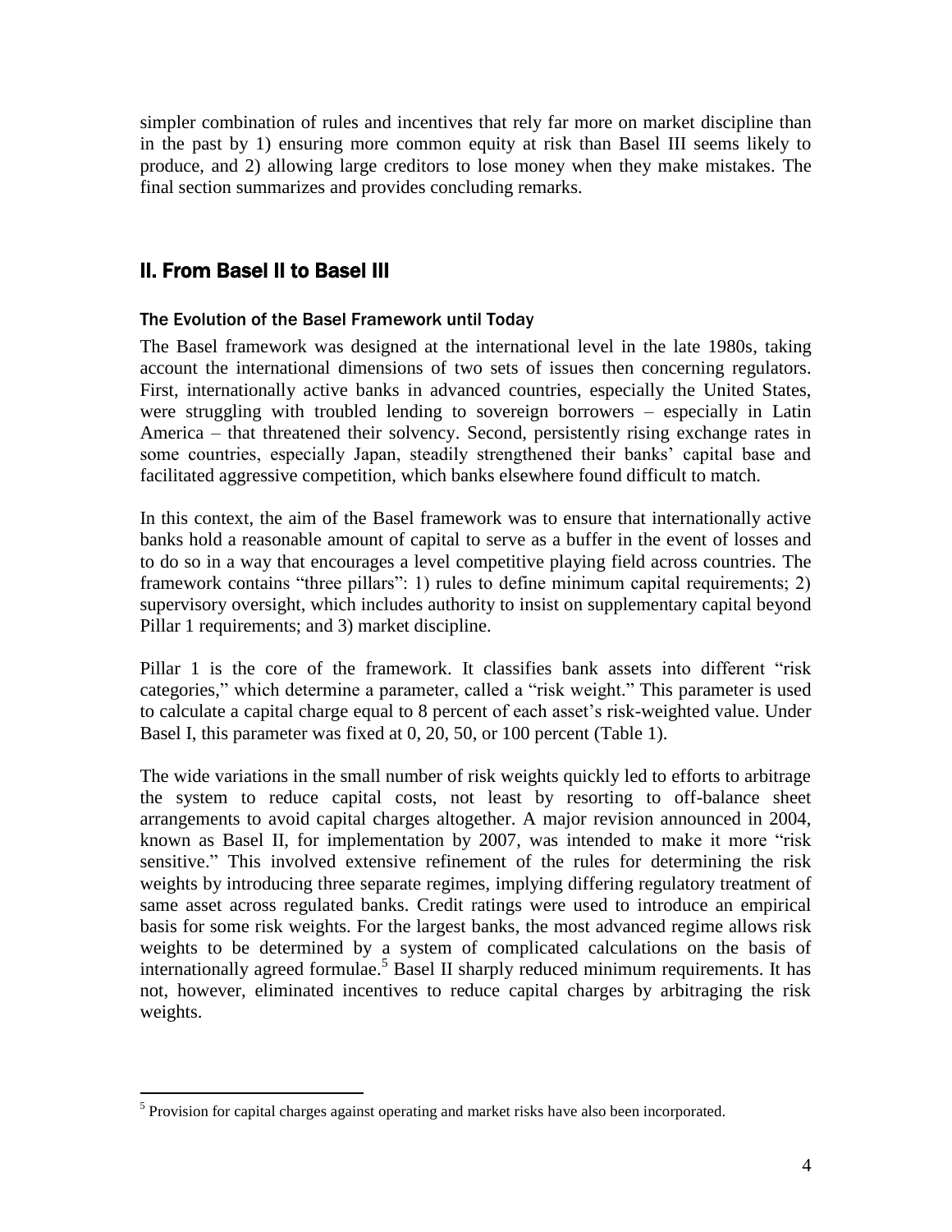simpler combination of rules and incentives that rely far more on market discipline than in the past by 1) ensuring more common equity at risk than Basel III seems likely to produce, and 2) allowing large creditors to lose money when they make mistakes. The final section summarizes and provides concluding remarks.

## II. From Basel II to Basel III

### The Evolution of the Basel Framework until Today

The Basel framework was designed at the international level in the late 1980s, taking account the international dimensions of two sets of issues then concerning regulators. First, internationally active banks in advanced countries, especially the United States, were struggling with troubled lending to sovereign borrowers – especially in Latin America – that threatened their solvency. Second, persistently rising exchange rates in some countries, especially Japan, steadily strengthened their banks' capital base and facilitated aggressive competition, which banks elsewhere found difficult to match.

In this context, the aim of the Basel framework was to ensure that internationally active banks hold a reasonable amount of capital to serve as a buffer in the event of losses and to do so in a way that encourages a level competitive playing field across countries. The framework contains "three pillars": 1) rules to define minimum capital requirements; 2) supervisory oversight, which includes authority to insist on supplementary capital beyond Pillar 1 requirements; and 3) market discipline.

Pillar 1 is the core of the framework. It classifies bank assets into different "risk categories," which determine a parameter, called a "risk weight." This parameter is used to calculate a capital charge equal to 8 percent of each asset's risk-weighted value. Under Basel I, this parameter was fixed at 0, 20, 50, or 100 percent (Table 1).

The wide variations in the small number of risk weights quickly led to efforts to arbitrage the system to reduce capital costs, not least by resorting to off-balance sheet arrangements to avoid capital charges altogether. A major revision announced in 2004, known as Basel II, for implementation by 2007, was intended to make it more "risk sensitive." This involved extensive refinement of the rules for determining the risk weights by introducing three separate regimes, implying differing regulatory treatment of same asset across regulated banks. Credit ratings were used to introduce an empirical basis for some risk weights. For the largest banks, the most advanced regime allows risk weights to be determined by a system of complicated calculations on the basis of internationally agreed formulae.[5] Basel II sharply reduced minimum requirements. It has not, however, eliminated incentives to reduce capital charges by arbitraging the risk weights.

[5] Provision for capital charges against operating and market risks have also been incorporated.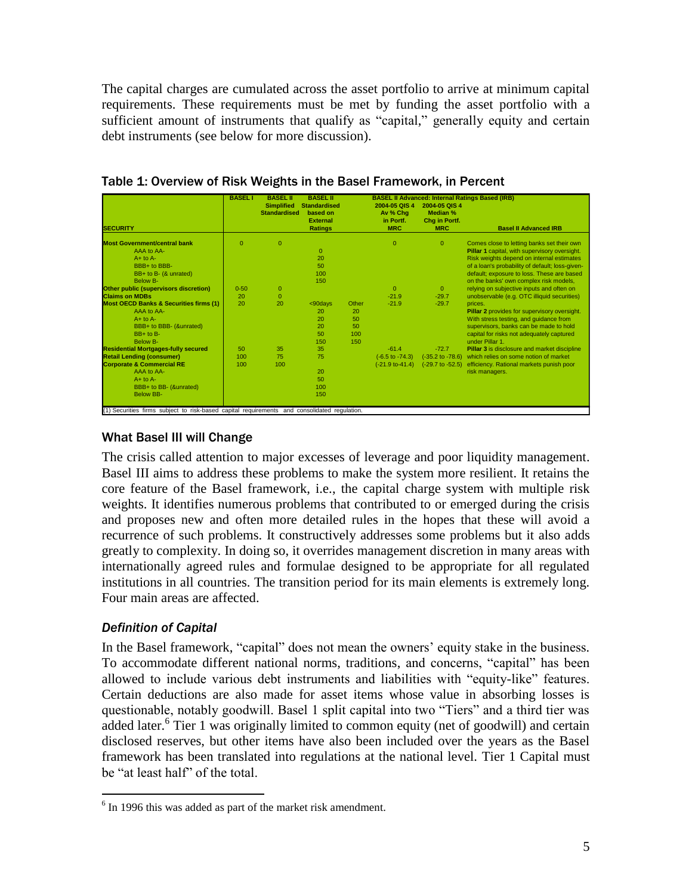The capital charges are cumulated across the asset portfolio to arrive at minimum capital requirements. These requirements must be met by funding the asset portfolio with a sufficient amount of instruments that qualify as "capital," generally equity and certain debt instruments (see below for more discussion).

Table 1: Overview of Risk Weights in the Basel Framework, in Percent

| SECURITY | BASEL I | BASEL II Simplified Standardised | BASEL II Standardised based on External Ratings | | BASEL II Advanced: Internal Ratings Based (IRB) 2004-05 QIS 4 Av % Chg in Portf. MRC | 2004-05 QIS 4 Median % Chg in Portf. MRC | Basel II Advanced IRB |
|---|---|---|---|---|---|---|---|
| **Most Government/central bank** | 0 | 0 | | | 0 | 0 | Comes close to letting banks set their own |
| AAA to AA- | | | 0 | | | | **Pillar 1** capital, with supervisory oversight. |
| A+ to A- | | | 20 | | | | Risk weights depend on internal estimates |
| BBB+ to BBB- | | | 50 | | | | of a loan's probability of default; loss-given- |
| BB+ to B- (& unrated) | | | 100 | | | | default; exposure to loss. These are based |
| Below B- | | | 150 | | | | on the banks' own complex risk models, |
| **Other public (supervisors discretion)** | 0-50 | 0 | | | 0 | 0 | relying on subjective inputs and often on |
| **Claims on MDBs** | 20 | 0 | | | -21.9 | -29.7 | unobservable (e.g. OTC illiquid securities) |
| **Most OECD Banks & Securities firms (1)** | 20 | 20 | <90days | Other | -21.9 | -29.7 | prices. |
| AAA to AA- | | | 20 | 20 | | | **Pillar 2** provides for supervisory oversight. |
| A+ to A- | | | 20 | 50 | | | With stress testing, and guidance from |
| BBB+ to BBB- (&unrated) | | | 20 | 50 | | | supervisors, banks can be made to hold |
| BB+ to B- | | | 50 | 100 | | | capital for risks not adequately captured |
| Below B- | | | 150 | 150 | | | under Pillar 1. |
| **Residential Mortgages-fully secured** | 50 | 35 | 35 | | -61.4 | -72.7 | **Pillar 3** is disclosure and market discipline |
| **Retail Lending (consumer)** | 100 | 75 | 75 | | (-6.5 to -74.3) | (-35.2 to -78.6) | which relies on some notion of market |
| **Corporate & Commercial RE** | 100 | 100 | | | (-21.9 to-41.4) | (-29.7 to -52.5) | efficiency. Rational markets punish poor |
| AAA to AA- | | | 20 | | | | risk managers. |
| A+ to A- | | | 50 | | | | |
| BBB+ to BB- (&unrated) | | | 100 | | | | |
| Below BB- | | | 150 | | | | |

(1) Securities firms subject to risk-based capital requirements and consolidated regulation.

## What Basel III will Change

The crisis called attention to major excesses of leverage and poor liquidity management. Basel III aims to address these problems to make the system more resilient. It retains the core feature of the Basel framework, i.e., the capital charge system with multiple risk weights. It identifies numerous problems that contributed to or emerged during the crisis and proposes new and often more detailed rules in the hopes that these will avoid a recurrence of such problems. It constructively addresses some problems but it also adds greatly to complexity. In doing so, it overrides management discretion in many areas with internationally agreed rules and formulae designed to be appropriate for all regulated institutions in all countries. The transition period for its main elements is extremely long. Four main areas are affected.

### *Definition of Capital*

In the Basel framework, "capital" does not mean the owners' equity stake in the business. To accommodate different national norms, traditions, and concerns, "capital" has been allowed to include various debt instruments and liabilities with "equity-like" features. Certain deductions are also made for asset items whose value in absorbing losses is questionable, notably goodwill. Basel 1 split capital into two "Tiers" and a third tier was added later.[6] Tier 1 was originally limited to common equity (net of goodwill) and certain disclosed reserves, but other items have also been included over the years as the Basel framework has been translated into regulations at the national level. Tier 1 Capital must be "at least half" of the total.

[6] In 1996 this was added as part of the market risk amendment.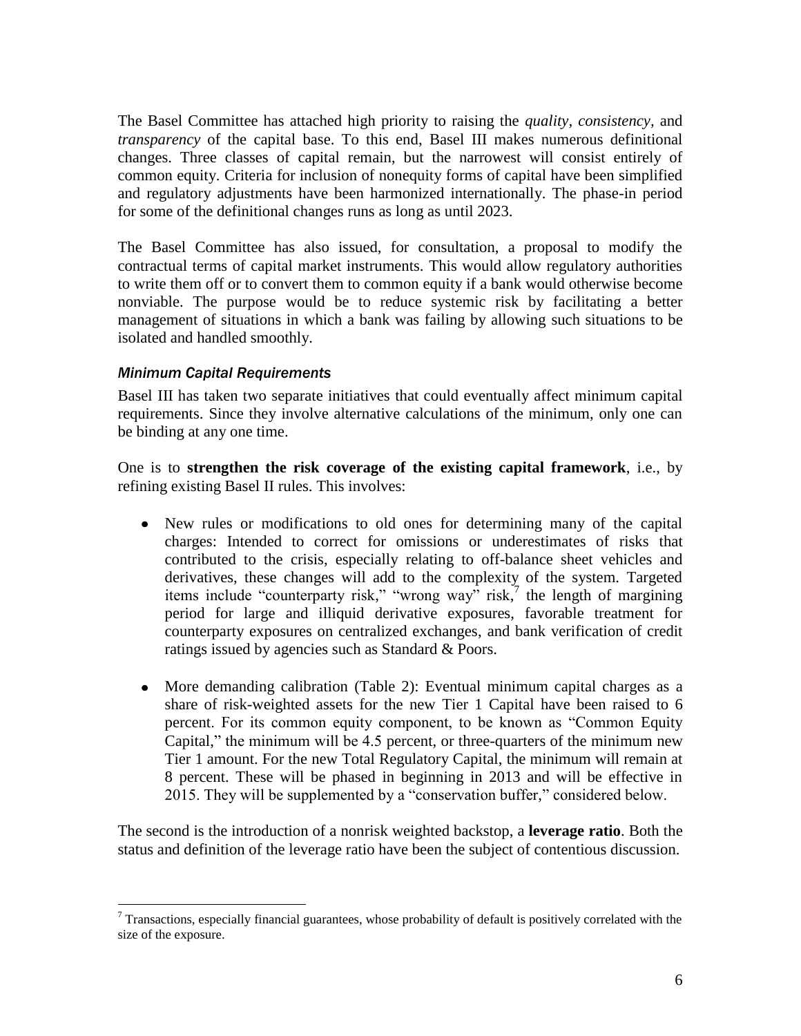The Basel Committee has attached high priority to raising the *quality*, *consistency*, and *transparency* of the capital base. To this end, Basel III makes numerous definitional changes. Three classes of capital remain, but the narrowest will consist entirely of common equity. Criteria for inclusion of nonequity forms of capital have been simplified and regulatory adjustments have been harmonized internationally. The phase-in period for some of the definitional changes runs as long as until 2023.

The Basel Committee has also issued, for consultation, a proposal to modify the contractual terms of capital market instruments. This would allow regulatory authorities to write them off or to convert them to common equity if a bank would otherwise become nonviable. The purpose would be to reduce systemic risk by facilitating a better management of situations in which a bank was failing by allowing such situations to be isolated and handled smoothly.

### *Minimum Capital Requirements*

Basel III has taken two separate initiatives that could eventually affect minimum capital requirements. Since they involve alternative calculations of the minimum, only one can be binding at any one time.

One is to **strengthen the risk coverage of the existing capital framework**, i.e., by refining existing Basel II rules. This involves:

- New rules or modifications to old ones for determining many of the capital charges: Intended to correct for omissions or underestimates of risks that contributed to the crisis, especially relating to off-balance sheet vehicles and derivatives, these changes will add to the complexity of the system. Targeted items include "counterparty risk," "wrong way" risk,[7] the length of margining period for large and illiquid derivative exposures, favorable treatment for counterparty exposures on centralized exchanges, and bank verification of credit ratings issued by agencies such as Standard & Poors.

- More demanding calibration (Table 2): Eventual minimum capital charges as a share of risk-weighted assets for the new Tier 1 Capital have been raised to 6 percent. For its common equity component, to be known as "Common Equity Capital," the minimum will be 4.5 percent, or three-quarters of the minimum new Tier 1 amount. For the new Total Regulatory Capital, the minimum will remain at 8 percent. These will be phased in beginning in 2013 and will be effective in 2015. They will be supplemented by a "conservation buffer," considered below.

The second is the introduction of a nonrisk weighted backstop, a **leverage ratio**. Both the status and definition of the leverage ratio have been the subject of contentious discussion.

[7] Transactions, especially financial guarantees, whose probability of default is positively correlated with the size of the exposure.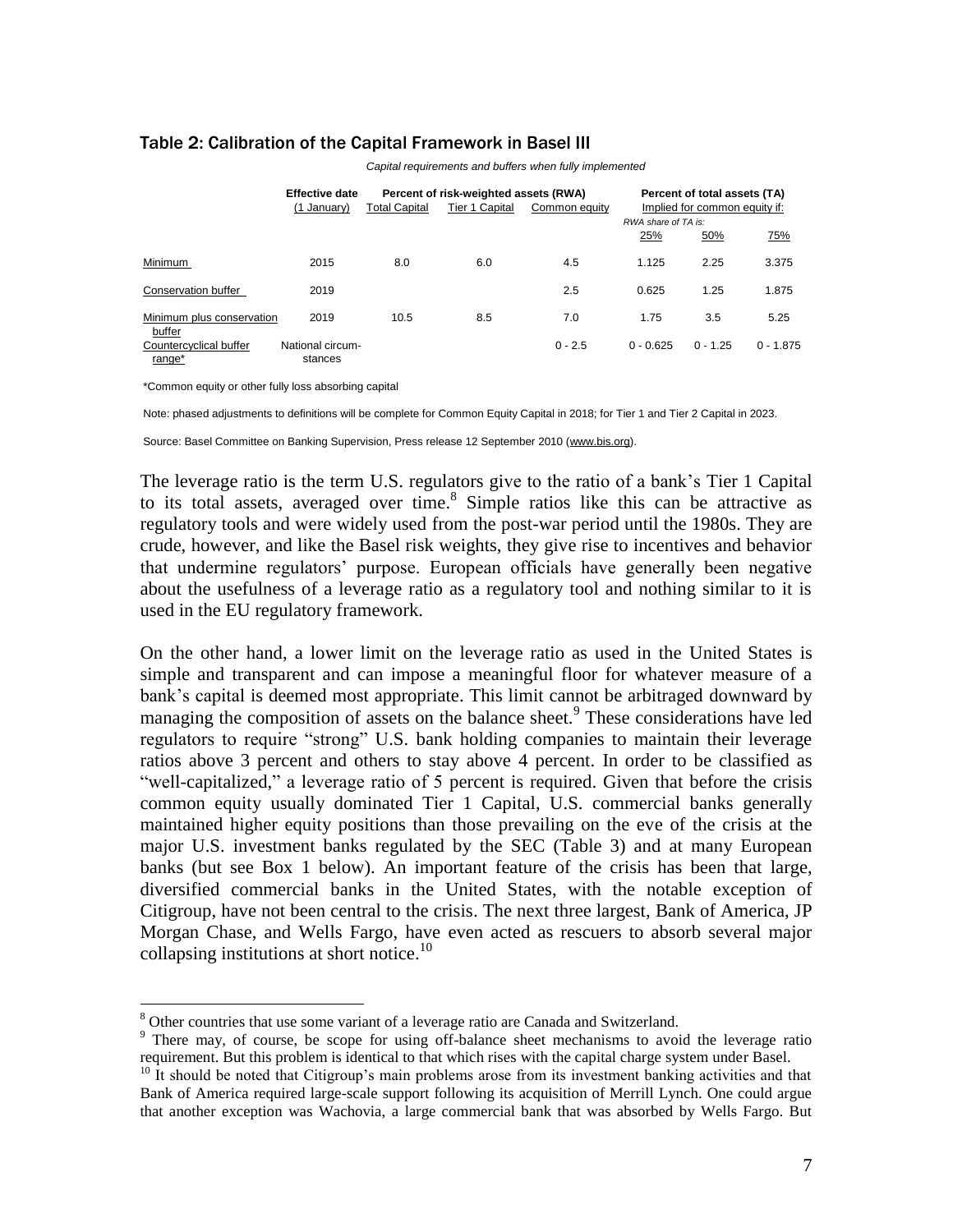### Table 2: Calibration of the Capital Framework in Basel III

*Capital requirements and buffers when fully implemented*

| | Effective date (1 January) | Percent of risk-weighted assets (RWA) | | | Percent of total assets (TA) Implied for common equity if: RWA share of TA is: | | |
|---|---|---|---|---|---|---|---|
| | | Total Capital | Tier 1 Capital | Common equity | 25% | 50% | 75% |
| Minimum | 2015 | 8.0 | 6.0 | 4.5 | 1.125 | 2.25 | 3.375 |
| Conservation buffer | 2019 | | | 2.5 | 0.625 | 1.25 | 1.875 |
| Minimum plus conservation buffer | 2019 | 10.5 | 8.5 | 7.0 | 1.75 | 3.5 | 5.25 |
| Countercyclical buffer range* | National circum-stances | | | 0 - 2.5 | 0 - 0.625 | 0 - 1.25 | 0 - 1.875 |

*Common equity or other fully loss absorbing capital

Note: phased adjustments to definitions will be complete for Common Equity Capital in 2018; for Tier 1 and Tier 2 Capital in 2023.

Source: Basel Committee on Banking Supervision, Press release 12 September 2010 (www.bis.org).

The leverage ratio is the term U.S. regulators give to the ratio of a bank's Tier 1 Capital to its total assets, averaged over time.[8] Simple ratios like this can be attractive as regulatory tools and were widely used from the post-war period until the 1980s. They are crude, however, and like the Basel risk weights, they give rise to incentives and behavior that undermine regulators' purpose. European officials have generally been negative about the usefulness of a leverage ratio as a regulatory tool and nothing similar to it is used in the EU regulatory framework.

On the other hand, a lower limit on the leverage ratio as used in the United States is simple and transparent and can impose a meaningful floor for whatever measure of a bank's capital is deemed most appropriate. This limit cannot be arbitraged downward by managing the composition of assets on the balance sheet.[9] These considerations have led regulators to require "strong" U.S. bank holding companies to maintain their leverage ratios above 3 percent and others to stay above 4 percent. In order to be classified as "well-capitalized," a leverage ratio of 5 percent is required. Given that before the crisis common equity usually dominated Tier 1 Capital, U.S. commercial banks generally maintained higher equity positions than those prevailing on the eve of the crisis at the major U.S. investment banks regulated by the SEC (Table 3) and at many European banks (but see Box 1 below). An important feature of the crisis has been that large, diversified commercial banks in the United States, with the notable exception of Citigroup, have not been central to the crisis. The next three largest, Bank of America, JP Morgan Chase, and Wells Fargo, have even acted as rescuers to absorb several major collapsing institutions at short notice.[10]

[8] Other countries that use some variant of a leverage ratio are Canada and Switzerland.

[9] There may, of course, be scope for using off-balance sheet mechanisms to avoid the leverage ratio requirement. But this problem is identical to that which rises with the capital charge system under Basel.

[10] It should be noted that Citigroup's main problems arose from its investment banking activities and that Bank of America required large-scale support following its acquisition of Merrill Lynch. One could argue that another exception was Wachovia, a large commercial bank that was absorbed by Wells Fargo. But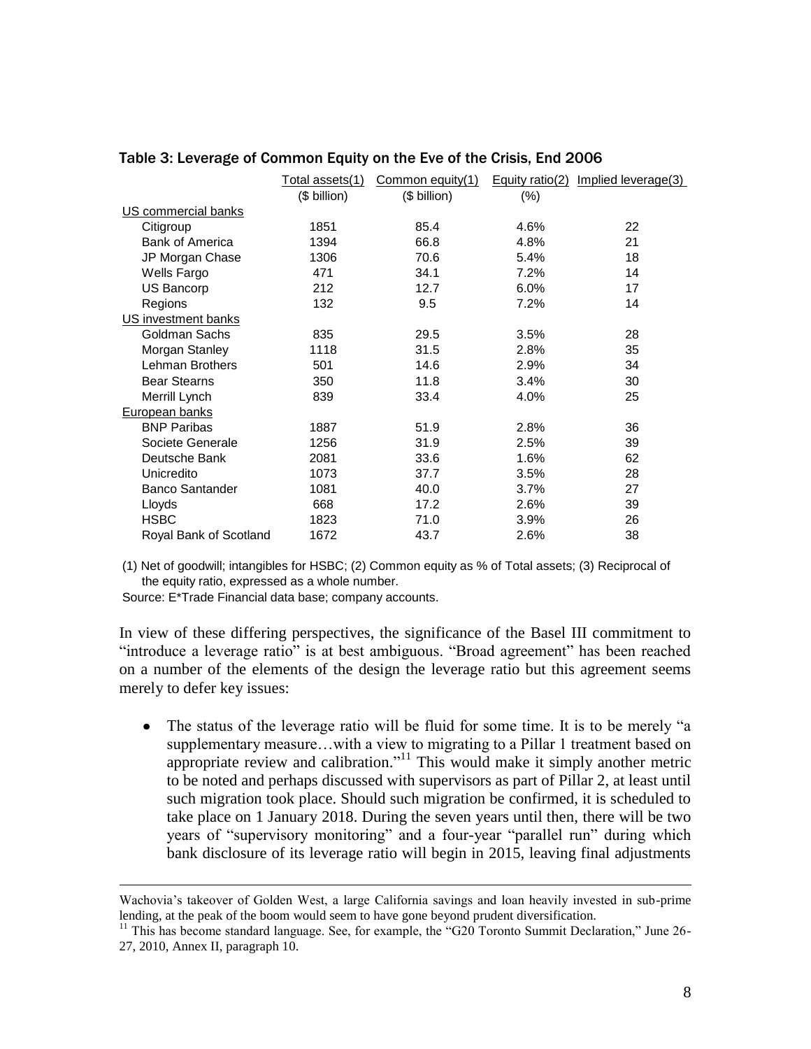### Table 3: Leverage of Common Equity on the Eve of the Crisis, End 2006

| | Total assets(1) ($ billion) | Common equity(1) ($ billion) | Equity ratio(2) (%) | Implied leverage(3) |
|---|---|---|---|---|
| US commercial banks | | | | |
| Citigroup | 1851 | 85.4 | 4.6% | 22 |
| Bank of America | 1394 | 66.8 | 4.8% | 21 |
| JP Morgan Chase | 1306 | 70.6 | 5.4% | 18 |
| Wells Fargo | 471 | 34.1 | 7.2% | 14 |
| US Bancorp | 212 | 12.7 | 6.0% | 17 |
| Regions | 132 | 9.5 | 7.2% | 14 |
| US investment banks | | | | |
| Goldman Sachs | 835 | 29.5 | 3.5% | 28 |
| Morgan Stanley | 1118 | 31.5 | 2.8% | 35 |
| Lehman Brothers | 501 | 14.6 | 2.9% | 34 |
| Bear Stearns | 350 | 11.8 | 3.4% | 30 |
| Merrill Lynch | 839 | 33.4 | 4.0% | 25 |
| European banks | | | | |
| BNP Paribas | 1887 | 51.9 | 2.8% | 36 |
| Societe Generale | 1256 | 31.9 | 2.5% | 39 |
| Deutsche Bank | 2081 | 33.6 | 1.6% | 62 |
| Unicredito | 1073 | 37.7 | 3.5% | 28 |
| Banco Santander | 1081 | 40.0 | 3.7% | 27 |
| Lloyds | 668 | 17.2 | 2.6% | 39 |
| HSBC | 1823 | 71.0 | 3.9% | 26 |
| Royal Bank of Scotland | 1672 | 43.7 | 2.6% | 38 |

(1) Net of goodwill; intangibles for HSBC; (2) Common equity as % of Total assets; (3) Reciprocal of the equity ratio, expressed as a whole number.

Source: E*Trade Financial data base; company accounts.

In view of these differing perspectives, the significance of the Basel III commitment to "introduce a leverage ratio" is at best ambiguous. "Broad agreement" has been reached on a number of the elements of the design the leverage ratio but this agreement seems merely to defer key issues:

- The status of the leverage ratio will be fluid for some time. It is to be merely "a supplementary measure…with a view to migrating to a Pillar 1 treatment based on appropriate review and calibration."[11] This would make it simply another metric to be noted and perhaps discussed with supervisors as part of Pillar 2, at least until such migration took place. Should such migration be confirmed, it is scheduled to take place on 1 January 2018. During the seven years until then, there will be two years of "supervisory monitoring" and a four-year "parallel run" during which bank disclosure of its leverage ratio will begin in 2015, leaving final adjustments

---

Wachovia's takeover of Golden West, a large California savings and loan heavily invested in sub-prime lending, at the peak of the boom would seem to have gone beyond prudent diversification.

[11] This has become standard language. See, for example, the "G20 Toronto Summit Declaration," June 26-27, 2010, Annex II, paragraph 10.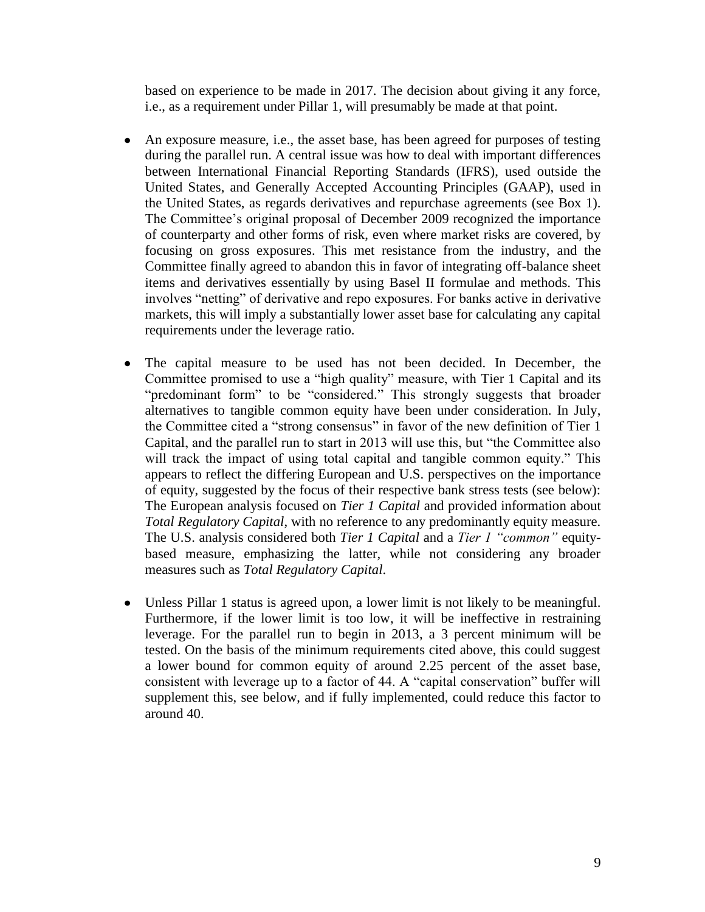based on experience to be made in 2017. The decision about giving it any force, i.e., as a requirement under Pillar 1, will presumably be made at that point.

- An exposure measure, i.e., the asset base, has been agreed for purposes of testing during the parallel run. A central issue was how to deal with important differences between International Financial Reporting Standards (IFRS), used outside the United States, and Generally Accepted Accounting Principles (GAAP), used in the United States, as regards derivatives and repurchase agreements (see Box 1). The Committee's original proposal of December 2009 recognized the importance of counterparty and other forms of risk, even where market risks are covered, by focusing on gross exposures. This met resistance from the industry, and the Committee finally agreed to abandon this in favor of integrating off-balance sheet items and derivatives essentially by using Basel II formulae and methods. This involves "netting" of derivative and repo exposures. For banks active in derivative markets, this will imply a substantially lower asset base for calculating any capital requirements under the leverage ratio.

- The capital measure to be used has not been decided. In December, the Committee promised to use a "high quality" measure, with Tier 1 Capital and its "predominant form" to be "considered." This strongly suggests that broader alternatives to tangible common equity have been under consideration. In July, the Committee cited a "strong consensus" in favor of the new definition of Tier 1 Capital, and the parallel run to start in 2013 will use this, but "the Committee also will track the impact of using total capital and tangible common equity." This appears to reflect the differing European and U.S. perspectives on the importance of equity, suggested by the focus of their respective bank stress tests (see below): The European analysis focused on *Tier 1 Capital* and provided information about *Total Regulatory Capital*, with no reference to any predominantly equity measure. The U.S. analysis considered both *Tier 1 Capital* and a *Tier 1 "common"* equity-based measure, emphasizing the latter, while not considering any broader measures such as *Total Regulatory Capital*.

- Unless Pillar 1 status is agreed upon, a lower limit is not likely to be meaningful. Furthermore, if the lower limit is too low, it will be ineffective in restraining leverage. For the parallel run to begin in 2013, a 3 percent minimum will be tested. On the basis of the minimum requirements cited above, this could suggest a lower bound for common equity of around 2.25 percent of the asset base, consistent with leverage up to a factor of 44. A "capital conservation" buffer will supplement this, see below, and if fully implemented, could reduce this factor to around 40.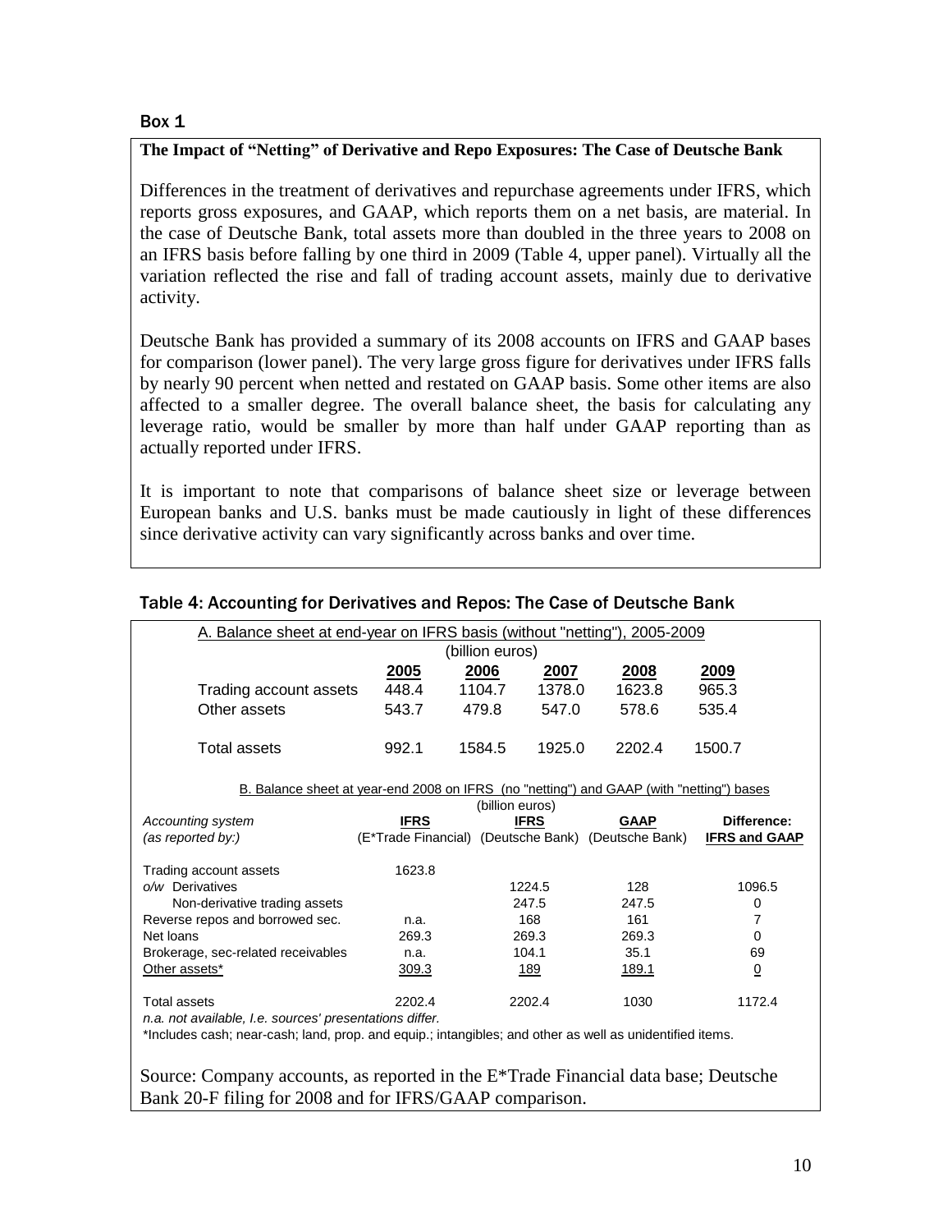**Box 1**

**The Impact of "Netting" of Derivative and Repo Exposures: The Case of Deutsche Bank**

Differences in the treatment of derivatives and repurchase agreements under IFRS, which reports gross exposures, and GAAP, which reports them on a net basis, are material. In the case of Deutsche Bank, total assets more than doubled in the three years to 2008 on an IFRS basis before falling by one third in 2009 (Table 4, upper panel). Virtually all the variation reflected the rise and fall of trading account assets, mainly due to derivative activity.

Deutsche Bank has provided a summary of its 2008 accounts on IFRS and GAAP bases for comparison (lower panel). The very large gross figure for derivatives under IFRS falls by nearly 90 percent when netted and restated on GAAP basis. Some other items are also affected to a smaller degree. The overall balance sheet, the basis for calculating any leverage ratio, would be smaller by more than half under GAAP reporting than as actually reported under IFRS.

It is important to note that comparisons of balance sheet size or leverage between European banks and U.S. banks must be made cautiously in light of these differences since derivative activity can vary significantly across banks and over time.

**Table 4: Accounting for Derivatives and Repos: The Case of Deutsche Bank**

A. Balance sheet at end-year on IFRS basis (without "netting"), 2005-2009
(billion euros)

| | 2005 | 2006 | 2007 | 2008 | 2009 |
|---|---|---|---|---|---|
| Trading account assets | 448.4 | 1104.7 | 1378.0 | 1623.8 | 965.3 |
| Other assets | 543.7 | 479.8 | 547.0 | 578.6 | 535.4 |
| Total assets | 992.1 | 1584.5 | 1925.0 | 2202.4 | 1500.7 |

B. Balance sheet at year-end 2008 on IFRS (no "netting") and GAAP (with "netting") bases
(billion euros)

| *Accounting system* | IFRS | IFRS | GAAP | Difference: |
|---|---|---|---|---|
| *(as reported by:)* | (E*Trade Financial) | (Deutsche Bank) | (Deutsche Bank) | IFRS and GAAP |
| Trading account assets | 1623.8 | | | |
| *o/w* Derivatives | | 1224.5 | 128 | 1096.5 |
| Non-derivative trading assets | | 247.5 | 247.5 | 0 |
| Reverse repos and borrowed sec. | n.a. | 168 | 161 | 7 |
| Net loans | 269.3 | 269.3 | 269.3 | 0 |
| Brokerage, sec-related receivables | n.a. | 104.1 | 35.1 | 69 |
| Other assets* | 309.3 | 189 | 189.1 | 0 |
| Total assets | 2202.4 | 2202.4 | 1030 | 1172.4 |

*n.a. not available, I.e. sources' presentations differ.*

*Includes cash; near-cash; land, prop. and equip.; intangibles; and other as well as unidentified items.

Source: Company accounts, as reported in the E*Trade Financial data base; Deutsche Bank 20-F filing for 2008 and for IFRS/GAAP comparison.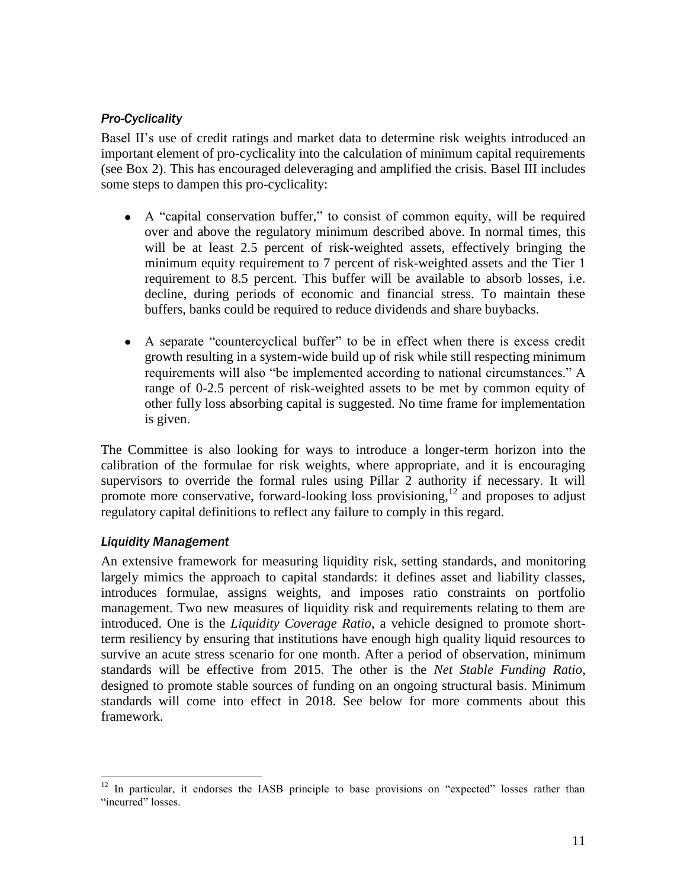### *Pro-Cyclicality*

Basel II's use of credit ratings and market data to determine risk weights introduced an important element of pro-cyclicality into the calculation of minimum capital requirements (see Box 2). This has encouraged deleveraging and amplified the crisis. Basel III includes some steps to dampen this pro-cyclicality:

- A "capital conservation buffer," to consist of common equity, will be required over and above the regulatory minimum described above. In normal times, this will be at least 2.5 percent of risk-weighted assets, effectively bringing the minimum equity requirement to 7 percent of risk-weighted assets and the Tier 1 requirement to 8.5 percent. This buffer will be available to absorb losses, i.e. decline, during periods of economic and financial stress. To maintain these buffers, banks could be required to reduce dividends and share buybacks.

- A separate "countercyclical buffer" to be in effect when there is excess credit growth resulting in a system-wide build up of risk while still respecting minimum requirements will also "be implemented according to national circumstances." A range of 0-2.5 percent of risk-weighted assets to be met by common equity of other fully loss absorbing capital is suggested. No time frame for implementation is given.

The Committee is also looking for ways to introduce a longer-term horizon into the calibration of the formulae for risk weights, where appropriate, and it is encouraging supervisors to override the formal rules using Pillar 2 authority if necessary. It will promote more conservative, forward-looking loss provisioning,[12] and proposes to adjust regulatory capital definitions to reflect any failure to comply in this regard.

### *Liquidity Management*

An extensive framework for measuring liquidity risk, setting standards, and monitoring largely mimics the approach to capital standards: it defines asset and liability classes, introduces formulae, assigns weights, and imposes ratio constraints on portfolio management. Two new measures of liquidity risk and requirements relating to them are introduced. One is the *Liquidity Coverage Ratio*, a vehicle designed to promote short-term resiliency by ensuring that institutions have enough high quality liquid resources to survive an acute stress scenario for one month. After a period of observation, minimum standards will be effective from 2015. The other is the *Net Stable Funding Ratio*, designed to promote stable sources of funding on an ongoing structural basis. Minimum standards will come into effect in 2018. See below for more comments about this framework.

---

[12] In particular, it endorses the IASB principle to base provisions on "expected" losses rather than "incurred" losses.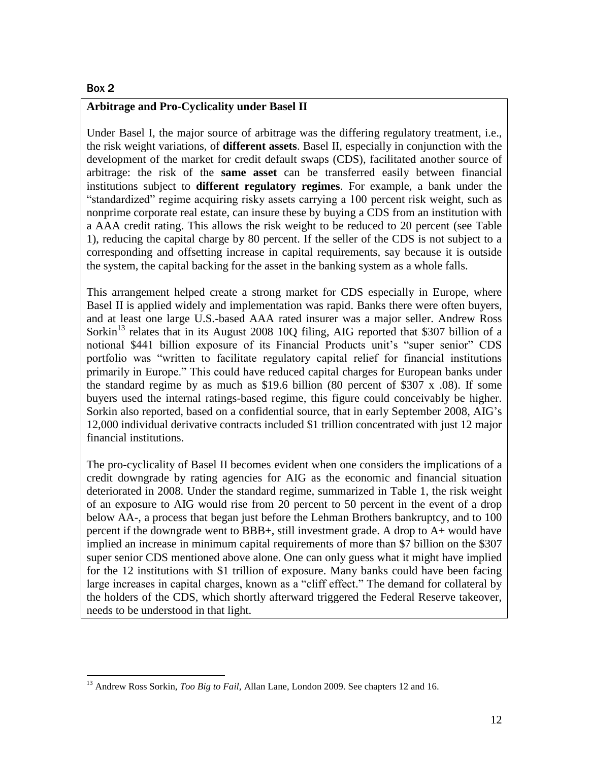**Box 2**

**Arbitrage and Pro-Cyclicality under Basel II**

Under Basel I, the major source of arbitrage was the differing regulatory treatment, i.e., the risk weight variations, of **different assets**. Basel II, especially in conjunction with the development of the market for credit default swaps (CDS), facilitated another source of arbitrage: the risk of the **same asset** can be transferred easily between financial institutions subject to **different regulatory regimes**. For example, a bank under the "standardized" regime acquiring risky assets carrying a 100 percent risk weight, such as nonprime corporate real estate, can insure these by buying a CDS from an institution with a AAA credit rating. This allows the risk weight to be reduced to 20 percent (see Table 1), reducing the capital charge by 80 percent. If the seller of the CDS is not subject to a corresponding and offsetting increase in capital requirements, say because it is outside the system, the capital backing for the asset in the banking system as a whole falls.

This arrangement helped create a strong market for CDS especially in Europe, where Basel II is applied widely and implementation was rapid. Banks there were often buyers, and at least one large U.S.-based AAA rated insurer was a major seller. Andrew Ross Sorkin[13] relates that in its August 2008 10Q filing, AIG reported that \$307 billion of a notional \$441 billion exposure of its Financial Products unit's "super senior" CDS portfolio was "written to facilitate regulatory capital relief for financial institutions primarily in Europe." This could have reduced capital charges for European banks under the standard regime by as much as \$19.6 billion (80 percent of \$307 x .08). If some buyers used the internal ratings-based regime, this figure could conceivably be higher. Sorkin also reported, based on a confidential source, that in early September 2008, AIG's 12,000 individual derivative contracts included \$1 trillion concentrated with just 12 major financial institutions.

The pro-cyclicality of Basel II becomes evident when one considers the implications of a credit downgrade by rating agencies for AIG as the economic and financial situation deteriorated in 2008. Under the standard regime, summarized in Table 1, the risk weight of an exposure to AIG would rise from 20 percent to 50 percent in the event of a drop below AA-, a process that began just before the Lehman Brothers bankruptcy, and to 100 percent if the downgrade went to BBB+, still investment grade. A drop to A+ would have implied an increase in minimum capital requirements of more than \$7 billion on the \$307 super senior CDS mentioned above alone. One can only guess what it might have implied for the 12 institutions with \$1 trillion of exposure. Many banks could have been facing large increases in capital charges, known as a "cliff effect." The demand for collateral by the holders of the CDS, which shortly afterward triggered the Federal Reserve takeover, needs to be understood in that light.

[13] Andrew Ross Sorkin, *Too Big to Fail*, Allan Lane, London 2009. See chapters 12 and 16.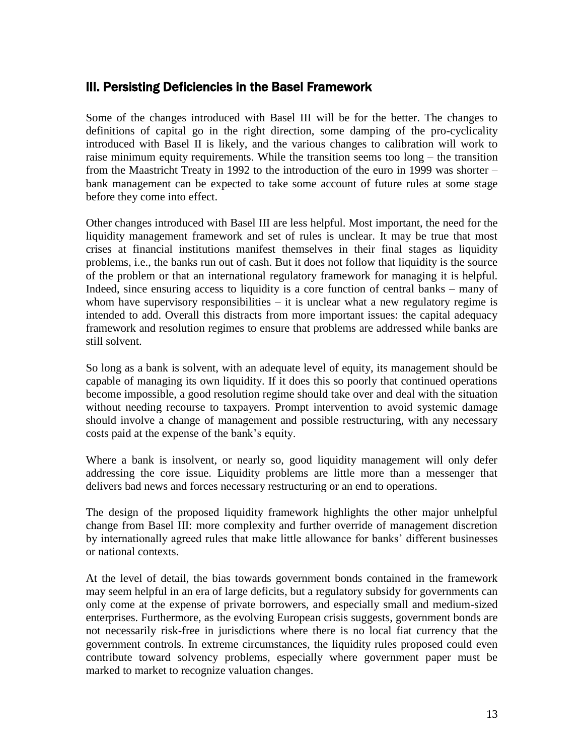## III. Persisting Deficiencies in the Basel Framework

Some of the changes introduced with Basel III will be for the better. The changes to definitions of capital go in the right direction, some damping of the pro-cyclicality introduced with Basel II is likely, and the various changes to calibration will work to raise minimum equity requirements. While the transition seems too long – the transition from the Maastricht Treaty in 1992 to the introduction of the euro in 1999 was shorter – bank management can be expected to take some account of future rules at some stage before they come into effect.

Other changes introduced with Basel III are less helpful. Most important, the need for the liquidity management framework and set of rules is unclear. It may be true that most crises at financial institutions manifest themselves in their final stages as liquidity problems, i.e., the banks run out of cash. But it does not follow that liquidity is the source of the problem or that an international regulatory framework for managing it is helpful. Indeed, since ensuring access to liquidity is a core function of central banks – many of whom have supervisory responsibilities – it is unclear what a new regulatory regime is intended to add. Overall this distracts from more important issues: the capital adequacy framework and resolution regimes to ensure that problems are addressed while banks are still solvent.

So long as a bank is solvent, with an adequate level of equity, its management should be capable of managing its own liquidity. If it does this so poorly that continued operations become impossible, a good resolution regime should take over and deal with the situation without needing recourse to taxpayers. Prompt intervention to avoid systemic damage should involve a change of management and possible restructuring, with any necessary costs paid at the expense of the bank's equity.

Where a bank is insolvent, or nearly so, good liquidity management will only defer addressing the core issue. Liquidity problems are little more than a messenger that delivers bad news and forces necessary restructuring or an end to operations.

The design of the proposed liquidity framework highlights the other major unhelpful change from Basel III: more complexity and further override of management discretion by internationally agreed rules that make little allowance for banks' different businesses or national contexts.

At the level of detail, the bias towards government bonds contained in the framework may seem helpful in an era of large deficits, but a regulatory subsidy for governments can only come at the expense of private borrowers, and especially small and medium-sized enterprises. Furthermore, as the evolving European crisis suggests, government bonds are not necessarily risk-free in jurisdictions where there is no local fiat currency that the government controls. In extreme circumstances, the liquidity rules proposed could even contribute toward solvency problems, especially where government paper must be marked to market to recognize valuation changes.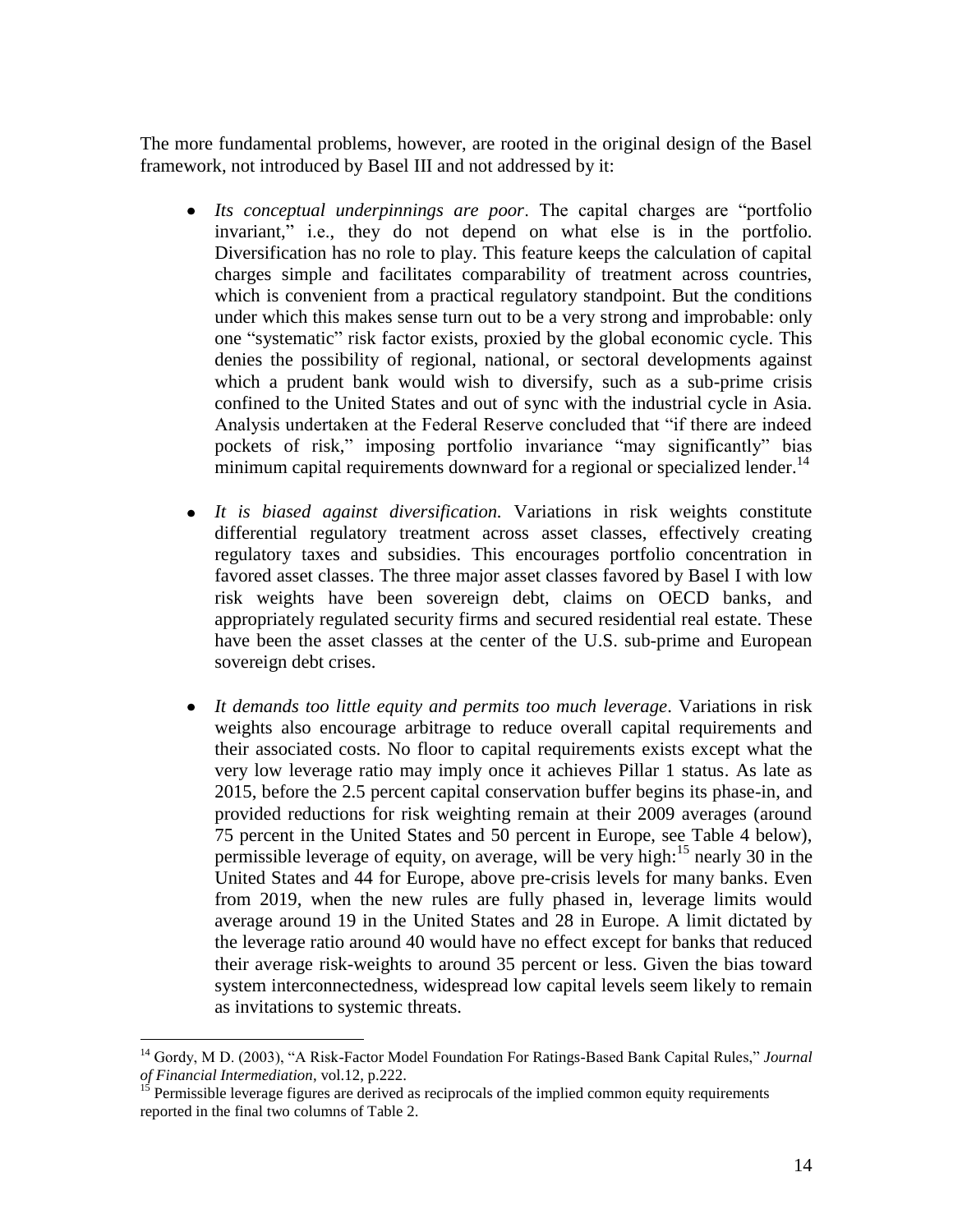The more fundamental problems, however, are rooted in the original design of the Basel framework, not introduced by Basel III and not addressed by it:

- *Its conceptual underpinnings are poor*. The capital charges are "portfolio invariant," i.e., they do not depend on what else is in the portfolio. Diversification has no role to play. This feature keeps the calculation of capital charges simple and facilitates comparability of treatment across countries, which is convenient from a practical regulatory standpoint. But the conditions under which this makes sense turn out to be a very strong and improbable: only one "systematic" risk factor exists, proxied by the global economic cycle. This denies the possibility of regional, national, or sectoral developments against which a prudent bank would wish to diversify, such as a sub-prime crisis confined to the United States and out of sync with the industrial cycle in Asia. Analysis undertaken at the Federal Reserve concluded that "if there are indeed pockets of risk," imposing portfolio invariance "may significantly" bias minimum capital requirements downward for a regional or specialized lender.[14]

- *It is biased against diversification.* Variations in risk weights constitute differential regulatory treatment across asset classes, effectively creating regulatory taxes and subsidies. This encourages portfolio concentration in favored asset classes. The three major asset classes favored by Basel I with low risk weights have been sovereign debt, claims on OECD banks, and appropriately regulated security firms and secured residential real estate. These have been the asset classes at the center of the U.S. sub-prime and European sovereign debt crises.

- *It demands too little equity and permits too much leverage*. Variations in risk weights also encourage arbitrage to reduce overall capital requirements and their associated costs. No floor to capital requirements exists except what the very low leverage ratio may imply once it achieves Pillar 1 status. As late as 2015, before the 2.5 percent capital conservation buffer begins its phase-in, and provided reductions for risk weighting remain at their 2009 averages (around 75 percent in the United States and 50 percent in Europe, see Table 4 below), permissible leverage of equity, on average, will be very high:[15] nearly 30 in the United States and 44 for Europe, above pre-crisis levels for many banks. Even from 2019, when the new rules are fully phased in, leverage limits would average around 19 in the United States and 28 in Europe. A limit dictated by the leverage ratio around 40 would have no effect except for banks that reduced their average risk-weights to around 35 percent or less. Given the bias toward system interconnectedness, widespread low capital levels seem likely to remain as invitations to systemic threats.

---

[14] Gordy, M D. (2003), "A Risk-Factor Model Foundation For Ratings-Based Bank Capital Rules," *Journal of Financial Intermediation*, vol.12, p.222.

[15] Permissible leverage figures are derived as reciprocals of the implied common equity requirements reported in the final two columns of Table 2.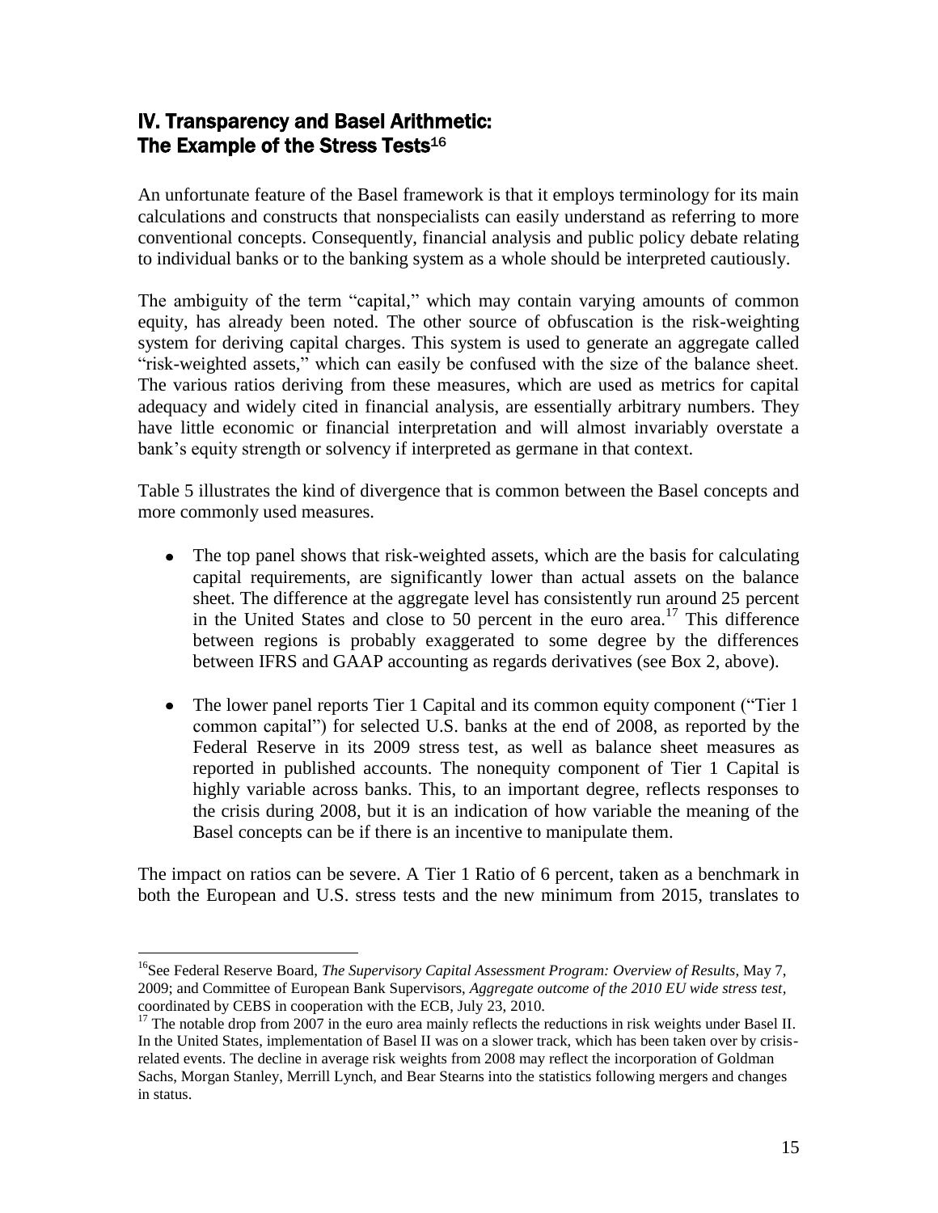## IV. Transparency and Basel Arithmetic: The Example of the Stress Tests[16]

An unfortunate feature of the Basel framework is that it employs terminology for its main calculations and constructs that nonspecialists can easily understand as referring to more conventional concepts. Consequently, financial analysis and public policy debate relating to individual banks or to the banking system as a whole should be interpreted cautiously.

The ambiguity of the term "capital," which may contain varying amounts of common equity, has already been noted. The other source of obfuscation is the risk-weighting system for deriving capital charges. This system is used to generate an aggregate called "risk-weighted assets," which can easily be confused with the size of the balance sheet. The various ratios deriving from these measures, which are used as metrics for capital adequacy and widely cited in financial analysis, are essentially arbitrary numbers. They have little economic or financial interpretation and will almost invariably overstate a bank's equity strength or solvency if interpreted as germane in that context.

Table 5 illustrates the kind of divergence that is common between the Basel concepts and more commonly used measures.

- The top panel shows that risk-weighted assets, which are the basis for calculating capital requirements, are significantly lower than actual assets on the balance sheet. The difference at the aggregate level has consistently run around 25 percent in the United States and close to 50 percent in the euro area.[17] This difference between regions is probably exaggerated to some degree by the differences between IFRS and GAAP accounting as regards derivatives (see Box 2, above).
- The lower panel reports Tier 1 Capital and its common equity component ("Tier 1 common capital") for selected U.S. banks at the end of 2008, as reported by the Federal Reserve in its 2009 stress test, as well as balance sheet measures as reported in published accounts. The nonequity component of Tier 1 Capital is highly variable across banks. This, to an important degree, reflects responses to the crisis during 2008, but it is an indication of how variable the meaning of the Basel concepts can be if there is an incentive to manipulate them.

The impact on ratios can be severe. A Tier 1 Ratio of 6 percent, taken as a benchmark in both the European and U.S. stress tests and the new minimum from 2015, translates to

---

[16] See Federal Reserve Board, *The Supervisory Capital Assessment Program: Overview of Results*, May 7, 2009; and Committee of European Bank Supervisors, *Aggregate outcome of the 2010 EU wide stress test*, coordinated by CEBS in cooperation with the ECB, July 23, 2010.

[17] The notable drop from 2007 in the euro area mainly reflects the reductions in risk weights under Basel II. In the United States, implementation of Basel II was on a slower track, which has been taken over by crisis-related events. The decline in average risk weights from 2008 may reflect the incorporation of Goldman Sachs, Morgan Stanley, Merrill Lynch, and Bear Stearns into the statistics following mergers and changes in status.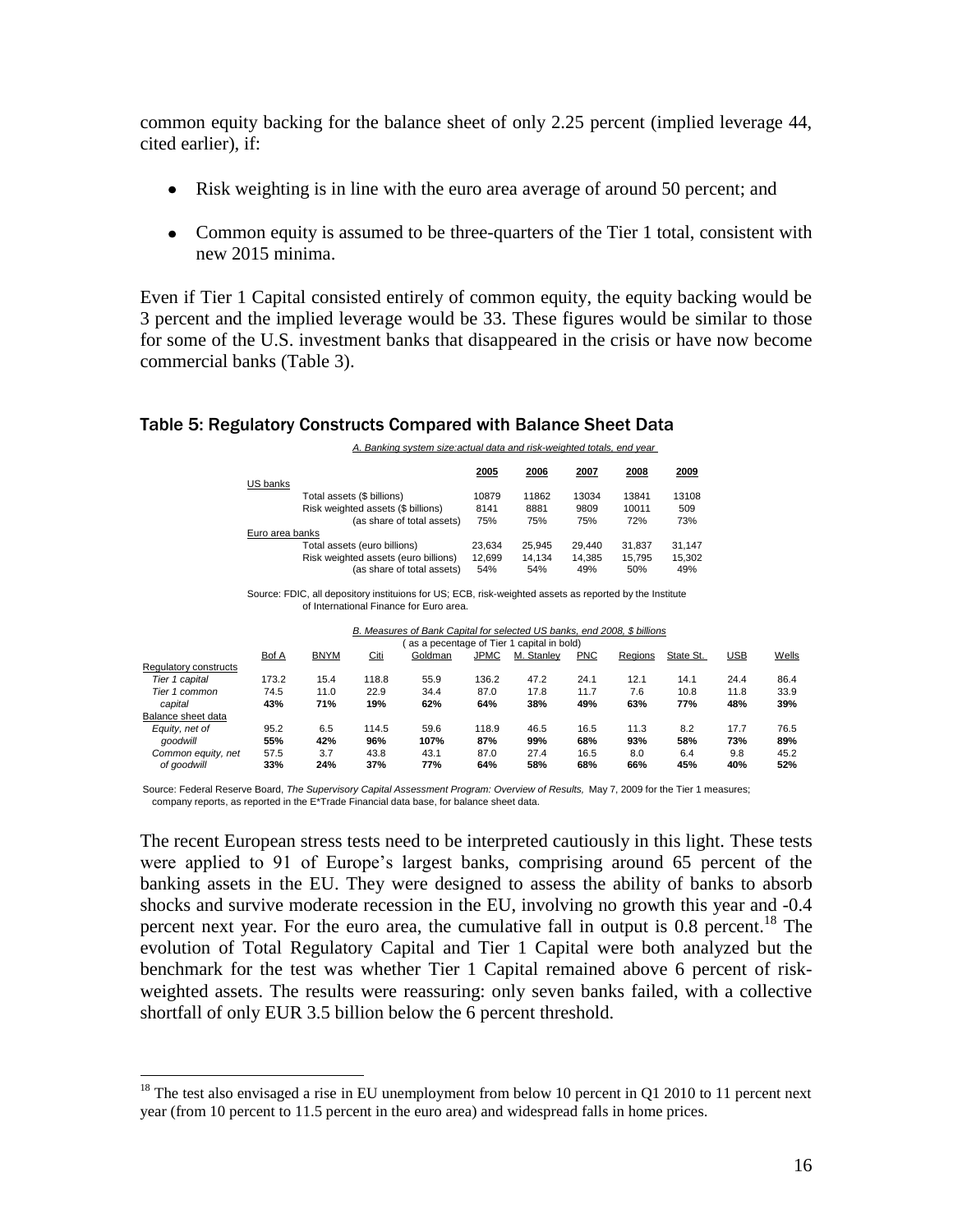common equity backing for the balance sheet of only 2.25 percent (implied leverage 44, cited earlier), if:

- Risk weighting is in line with the euro area average of around 50 percent; and
- Common equity is assumed to be three-quarters of the Tier 1 total, consistent with new 2015 minima.

Even if Tier 1 Capital consisted entirely of common equity, the equity backing would be 3 percent and the implied leverage would be 33. These figures would be similar to those for some of the U.S. investment banks that disappeared in the crisis or have now become commercial banks (Table 3).

### Table 5: Regulatory Constructs Compared with Balance Sheet Data

*A. Banking system size:actual data and risk-weighted totals, end year*

| | 2005 | 2006 | 2007 | 2008 | 2009 |
|---|---|---|---|---|---|
| US banks | | | | | |
| Total assets ($ billions) | 10879 | 11862 | 13034 | 13841 | 13108 |
| Risk weighted assets ($ billions) | 8141 | 8881 | 9809 | 10011 | 509 |
| (as share of total assets) | 75% | 75% | 75% | 72% | 73% |
| Euro area banks | | | | | |
| Total assets (euro billions) | 23,634 | 25,945 | 29,440 | 31,837 | 31,147 |
| Risk weighted assets (euro billions) | 12,699 | 14,134 | 14,385 | 15,795 | 15,302 |
| (as share of total assets) | 54% | 54% | 49% | 50% | 49% |

Source: FDIC, all depository instituions for US; ECB, risk-weighted assets as reported by the Institute of International Finance for Euro area.

*B. Measures of Bank Capital for selected US banks, end 2008, $ billions*
( as a pecentage of Tier 1 capital in bold)

| | Bof A | BNYM | Citi | Goldman | JPMC | M. Stanley | PNC | Regions | State St. | USB | Wells |
|---|---|---|---|---|---|---|---|---|---|---|---|
| Regulatory constructs | | | | | | | | | | | |
| *Tier 1 capital* | 173.2 | 15.4 | 118.8 | 55.9 | 136.2 | 47.2 | 24.1 | 12.1 | 14.1 | 24.4 | 86.4 |
| *Tier 1 common* | 74.5 | 11.0 | 22.9 | 34.4 | 87.0 | 17.8 | 11.7 | 7.6 | 10.8 | 11.8 | 33.9 |
| *capital* | **43%** | **71%** | **19%** | **62%** | **64%** | **38%** | **49%** | **63%** | **77%** | **48%** | **39%** |
| Balance sheet data | | | | | | | | | | | |
| *Equity, net of* | 95.2 | 6.5 | 114.5 | 59.6 | 118.9 | 46.5 | 16.5 | 11.3 | 8.2 | 17.7 | 76.5 |
| *goodwill* | **55%** | **42%** | **96%** | **107%** | **87%** | **99%** | **68%** | **93%** | **58%** | **73%** | **89%** |
| *Common equity, net* | 57.5 | 3.7 | 43.8 | 43.1 | 87.0 | 27.4 | 16.5 | 8.0 | 6.4 | 9.8 | 45.2 |
| *of goodwill* | **33%** | **24%** | **37%** | **77%** | **64%** | **58%** | **68%** | **66%** | **45%** | **40%** | **52%** |

Source: Federal Reserve Board, *The Supervisory Capital Assessment Program: Overview of Results,* May 7, 2009 for the Tier 1 measures; company reports, as reported in the E*Trade Financial data base, for balance sheet data.

The recent European stress tests need to be interpreted cautiously in this light. These tests were applied to 91 of Europe's largest banks, comprising around 65 percent of the banking assets in the EU. They were designed to assess the ability of banks to absorb shocks and survive moderate recession in the EU, involving no growth this year and -0.4 percent next year. For the euro area, the cumulative fall in output is 0.8 percent.[18] The evolution of Total Regulatory Capital and Tier 1 Capital were both analyzed but the benchmark for the test was whether Tier 1 Capital remained above 6 percent of risk-weighted assets. The results were reassuring: only seven banks failed, with a collective shortfall of only EUR 3.5 billion below the 6 percent threshold.

[18] The test also envisaged a rise in EU unemployment from below 10 percent in Q1 2010 to 11 percent next year (from 10 percent to 11.5 percent in the euro area) and widespread falls in home prices.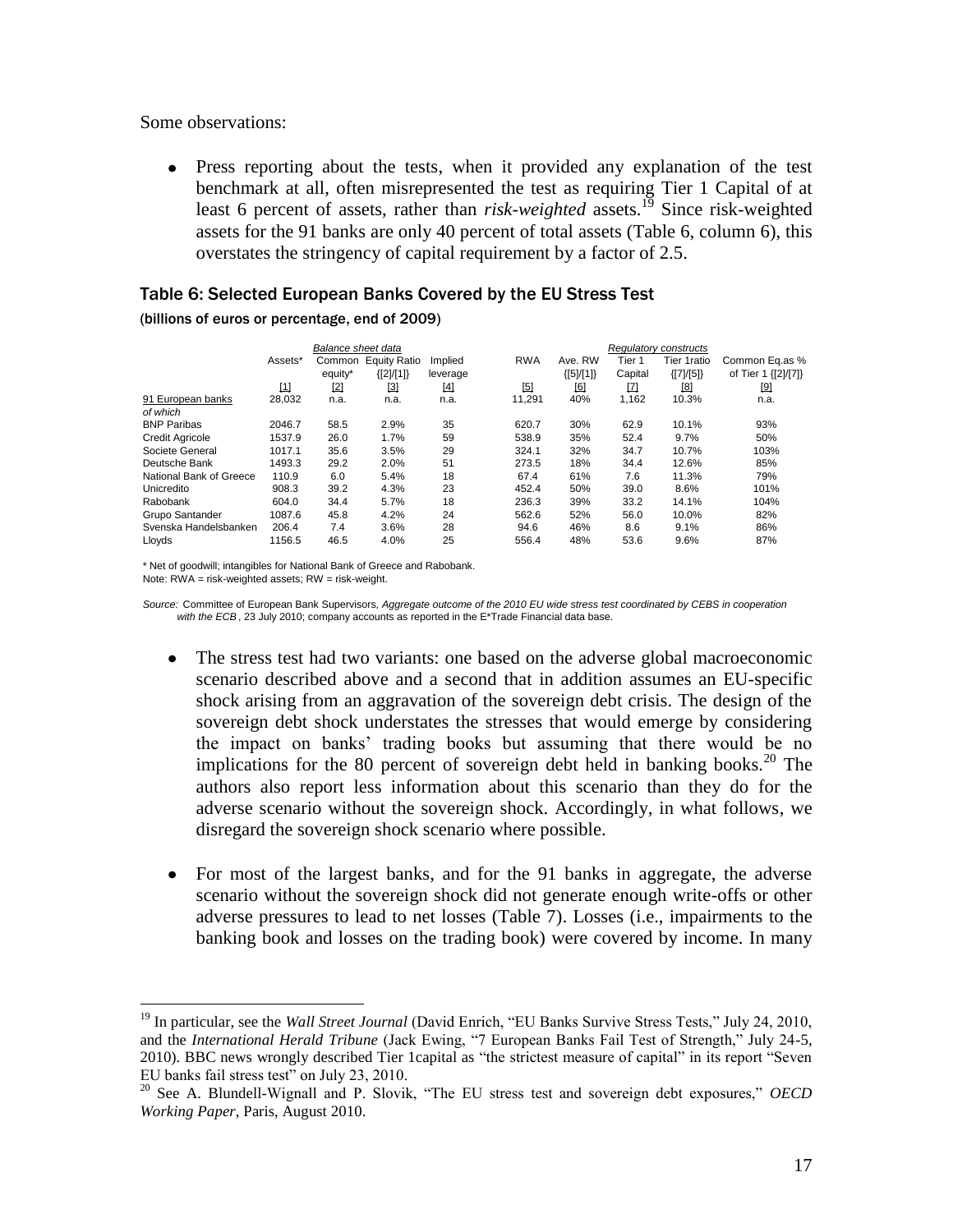Some observations:

- Press reporting about the tests, when it provided any explanation of the test benchmark at all, often misrepresented the test as requiring Tier 1 Capital of at least 6 percent of assets, rather than *risk-weighted* assets.[19] Since risk-weighted assets for the 91 banks are only 40 percent of total assets (Table 6, column 6), this overstates the stringency of capital requirement by a factor of 2.5.

### Table 6: Selected European Banks Covered by the EU Stress Test

(billions of euros or percentage, end of 2009)

| | *Balance sheet data* | | | | | | *Regulatory constructs* | | |
|---|---|---|---|---|---|---|---|---|---|
| | Assets* | Common equity* | Equity Ratio {[2]/[1]} | Implied leverage | RWA | Ave. RW {[5]/[1]} | Tier 1 Capital | Tier 1ratio {[7]/[5]} | Common Eq.as % of Tier 1 {[2]/[7]} |
| | [1] | [2] | [3] | [4] | [5] | [6] | [7] | [8] | [9] |
| 91 European banks | 28,032 | n.a. | n.a. | n.a. | 11,291 | 40% | 1,162 | 10.3% | n.a. |
| *of which* | | | | | | | | | |
| BNP Paribas | 2046.7 | 58.5 | 2.9% | 35 | 620.7 | 30% | 62.9 | 10.1% | 93% |
| Credit Agricole | 1537.9 | 26.0 | 1.7% | 59 | 538.9 | 35% | 52.4 | 9.7% | 50% |
| Societe General | 1017.1 | 35.6 | 3.5% | 29 | 324.1 | 32% | 34.7 | 10.7% | 103% |
| Deutsche Bank | 1493.3 | 29.2 | 2.0% | 51 | 273.5 | 18% | 34.4 | 12.6% | 85% |
| National Bank of Greece | 110.9 | 6.0 | 5.4% | 18 | 67.4 | 61% | 7.6 | 11.3% | 79% |
| Unicredito | 908.3 | 39.2 | 4.3% | 23 | 452.4 | 50% | 39.0 | 8.6% | 101% |
| Rabobank | 604.0 | 34.4 | 5.7% | 18 | 236.3 | 39% | 33.2 | 14.1% | 104% |
| Grupo Santander | 1087.6 | 45.8 | 4.2% | 24 | 562.6 | 52% | 56.0 | 10.0% | 82% |
| Svenska Handelsbanken | 206.4 | 7.4 | 3.6% | 28 | 94.6 | 46% | 8.6 | 9.1% | 86% |
| Lloyds | 1156.5 | 46.5 | 4.0% | 25 | 556.4 | 48% | 53.6 | 9.6% | 87% |

\* Net of goodwill; intangibles for National Bank of Greece and Rabobank.
Note: RWA = risk-weighted assets; RW = risk-weight.

*Source:* Committee of European Bank Supervisors, *Aggregate outcome of the 2010 EU wide stress test coordinated by CEBS in cooperation with the ECB*, 23 July 2010; company accounts as reported in the E*Trade Financial data base.

- The stress test had two variants: one based on the adverse global macroeconomic scenario described above and a second that in addition assumes an EU-specific shock arising from an aggravation of the sovereign debt crisis. The design of the sovereign debt shock understates the stresses that would emerge by considering the impact on banks' trading books but assuming that there would be no implications for the 80 percent of sovereign debt held in banking books.[20] The authors also report less information about this scenario than they do for the adverse scenario without the sovereign shock. Accordingly, in what follows, we disregard the sovereign shock scenario where possible.

- For most of the largest banks, and for the 91 banks in aggregate, the adverse scenario without the sovereign shock did not generate enough write-offs or other adverse pressures to lead to net losses (Table 7). Losses (i.e., impairments to the banking book and losses on the trading book) were covered by income. In many

---

[19] In particular, see the *Wall Street Journal* (David Enrich, "EU Banks Survive Stress Tests," July 24, 2010, and the *International Herald Tribune* (Jack Ewing, "7 European Banks Fail Test of Strength," July 24-5, 2010). BBC news wrongly described Tier 1capital as "the strictest measure of capital" in its report "Seven EU banks fail stress test" on July 23, 2010.

[20] See A. Blundell-Wignall and P. Slovik, "The EU stress test and sovereign debt exposures," *OECD Working Paper*, Paris, August 2010.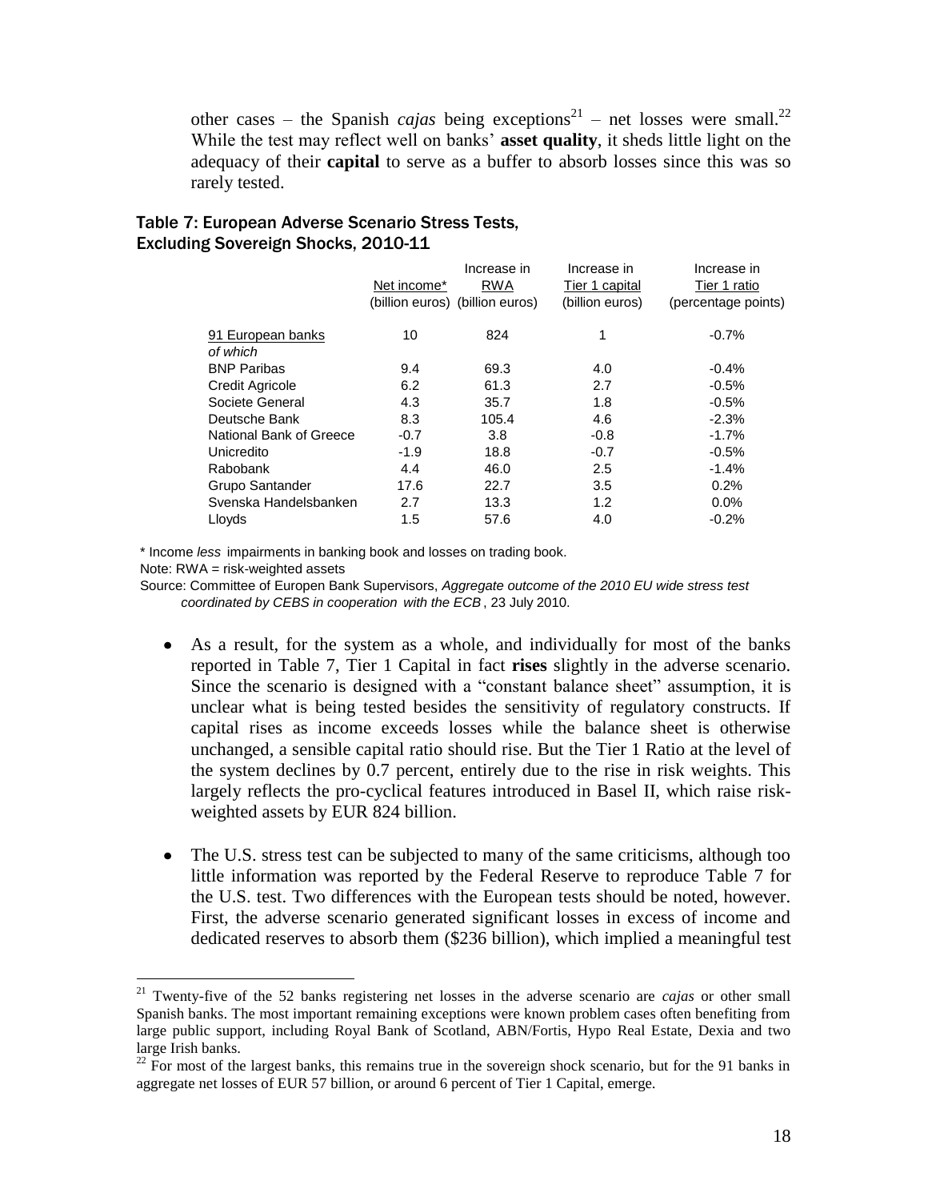other cases – the Spanish *cajas* being exceptions[21] – net losses were small.[22] While the test may reflect well on banks' **asset quality**, it sheds little light on the adequacy of their **capital** to serve as a buffer to absorb losses since this was so rarely tested.

### Table 7: European Adverse Scenario Stress Tests, Excluding Sovereign Shocks, 2010-11

| | Net income* (billion euros) | Increase in RWA (billion euros) | Increase in Tier 1 capital (billion euros) | Increase in Tier 1 ratio (percentage points) |
|---|---|---|---|---|
| 91 European banks | 10 | 824 | 1 | -0.7% |
| *of which* | | | | |
| BNP Paribas | 9.4 | 69.3 | 4.0 | -0.4% |
| Credit Agricole | 6.2 | 61.3 | 2.7 | -0.5% |
| Societe General | 4.3 | 35.7 | 1.8 | -0.5% |
| Deutsche Bank | 8.3 | 105.4 | 4.6 | -2.3% |
| National Bank of Greece | -0.7 | 3.8 | -0.8 | -1.7% |
| Unicredito | -1.9 | 18.8 | -0.7 | -0.5% |
| Rabobank | 4.4 | 46.0 | 2.5 | -1.4% |
| Grupo Santander | 17.6 | 22.7 | 3.5 | 0.2% |
| Svenska Handelsbanken | 2.7 | 13.3 | 1.2 | 0.0% |
| Lloyds | 1.5 | 57.6 | 4.0 | -0.2% |

\* Income *less* impairments in banking book and losses on trading book.

Note: RWA = risk-weighted assets

Source: Committee of Europen Bank Supervisors, *Aggregate outcome of the 2010 EU wide stress test coordinated by CEBS in cooperation with the ECB*, 23 July 2010.

- As a result, for the system as a whole, and individually for most of the banks reported in Table 7, Tier 1 Capital in fact **rises** slightly in the adverse scenario. Since the scenario is designed with a "constant balance sheet" assumption, it is unclear what is being tested besides the sensitivity of regulatory constructs. If capital rises as income exceeds losses while the balance sheet is otherwise unchanged, a sensible capital ratio should rise. But the Tier 1 Ratio at the level of the system declines by 0.7 percent, entirely due to the rise in risk weights. This largely reflects the pro-cyclical features introduced in Basel II, which raise risk-weighted assets by EUR 824 billion.

- The U.S. stress test can be subjected to many of the same criticisms, although too little information was reported by the Federal Reserve to reproduce Table 7 for the U.S. test. Two differences with the European tests should be noted, however. First, the adverse scenario generated significant losses in excess of income and dedicated reserves to absorb them ($236 billion), which implied a meaningful test

[21] Twenty-five of the 52 banks registering net losses in the adverse scenario are *cajas* or other small Spanish banks. The most important remaining exceptions were known problem cases often benefiting from large public support, including Royal Bank of Scotland, ABN/Fortis, Hypo Real Estate, Dexia and two large Irish banks.

[22] For most of the largest banks, this remains true in the sovereign shock scenario, but for the 91 banks in aggregate net losses of EUR 57 billion, or around 6 percent of Tier 1 Capital, emerge.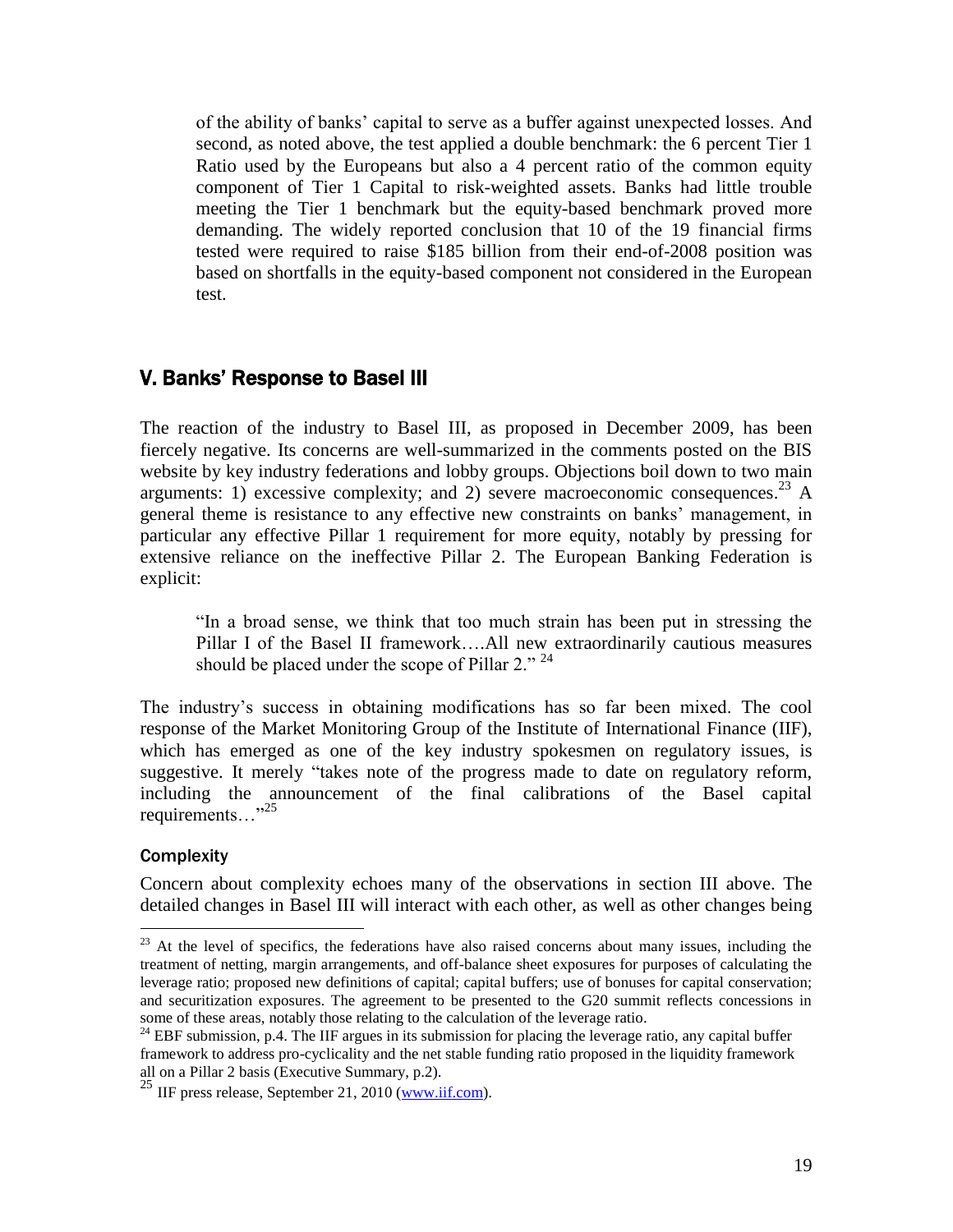of the ability of banks' capital to serve as a buffer against unexpected losses. And second, as noted above, the test applied a double benchmark: the 6 percent Tier 1 Ratio used by the Europeans but also a 4 percent ratio of the common equity component of Tier 1 Capital to risk-weighted assets. Banks had little trouble meeting the Tier 1 benchmark but the equity-based benchmark proved more demanding. The widely reported conclusion that 10 of the 19 financial firms tested were required to raise $185 billion from their end-of-2008 position was based on shortfalls in the equity-based component not considered in the European test.

## V. Banks' Response to Basel III

The reaction of the industry to Basel III, as proposed in December 2009, has been fiercely negative. Its concerns are well-summarized in the comments posted on the BIS website by key industry federations and lobby groups. Objections boil down to two main arguments: 1) excessive complexity; and 2) severe macroeconomic consequences.[23] A general theme is resistance to any effective new constraints on banks' management, in particular any effective Pillar 1 requirement for more equity, notably by pressing for extensive reliance on the ineffective Pillar 2. The European Banking Federation is explicit:

> "In a broad sense, we think that too much strain has been put in stressing the Pillar I of the Basel II framework….All new extraordinarily cautious measures should be placed under the scope of Pillar 2." [24]

The industry's success in obtaining modifications has so far been mixed. The cool response of the Market Monitoring Group of the Institute of International Finance (IIF), which has emerged as one of the key industry spokesmen on regulatory issues, is suggestive. It merely "takes note of the progress made to date on regulatory reform, including the announcement of the final calibrations of the Basel capital requirements…"[25]

### Complexity

Concern about complexity echoes many of the observations in section III above. The detailed changes in Basel III will interact with each other, as well as other changes being

---

[23] At the level of specifics, the federations have also raised concerns about many issues, including the treatment of netting, margin arrangements, and off-balance sheet exposures for purposes of calculating the leverage ratio; proposed new definitions of capital; capital buffers; use of bonuses for capital conservation; and securitization exposures. The agreement to be presented to the G20 summit reflects concessions in some of these areas, notably those relating to the calculation of the leverage ratio.

[24] EBF submission, p.4. The IIF argues in its submission for placing the leverage ratio, any capital buffer framework to address pro-cyclicality and the net stable funding ratio proposed in the liquidity framework all on a Pillar 2 basis (Executive Summary, p.2).

[25] IIF press release, September 21, 2010 (www.iif.com).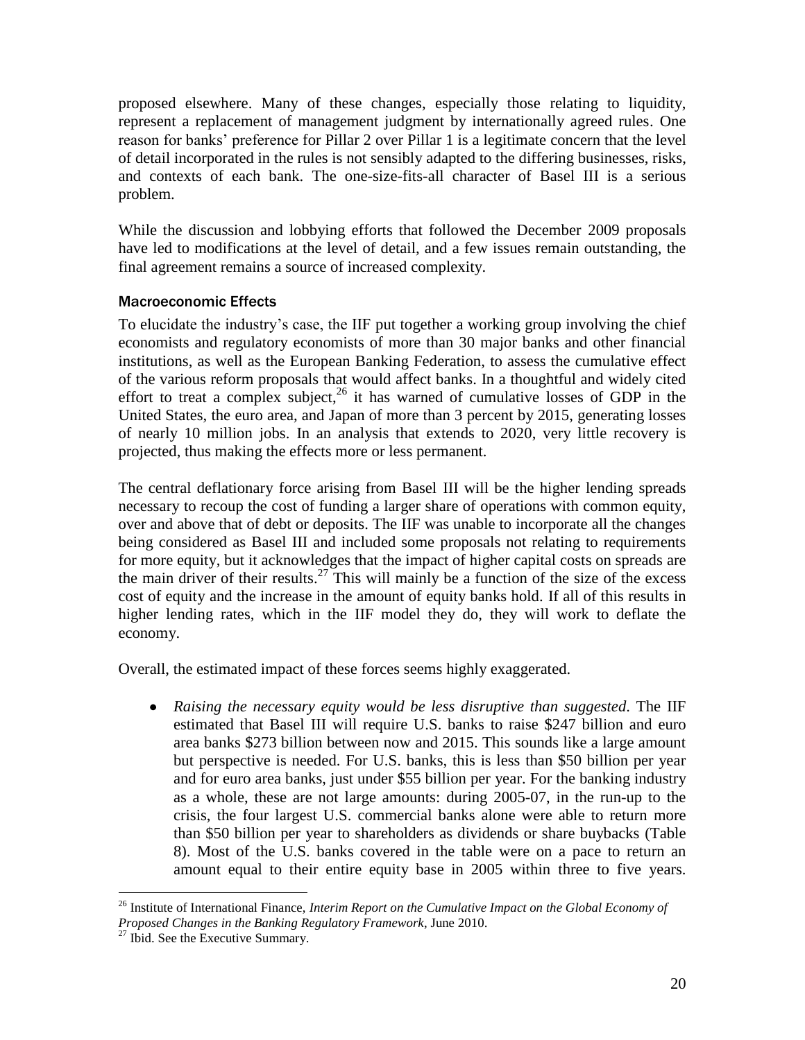proposed elsewhere. Many of these changes, especially those relating to liquidity, represent a replacement of management judgment by internationally agreed rules. One reason for banks' preference for Pillar 2 over Pillar 1 is a legitimate concern that the level of detail incorporated in the rules is not sensibly adapted to the differing businesses, risks, and contexts of each bank. The one-size-fits-all character of Basel III is a serious problem.

While the discussion and lobbying efforts that followed the December 2009 proposals have led to modifications at the level of detail, and a few issues remain outstanding, the final agreement remains a source of increased complexity.

### Macroeconomic Effects

To elucidate the industry's case, the IIF put together a working group involving the chief economists and regulatory economists of more than 30 major banks and other financial institutions, as well as the European Banking Federation, to assess the cumulative effect of the various reform proposals that would affect banks. In a thoughtful and widely cited effort to treat a complex subject,[26] it has warned of cumulative losses of GDP in the United States, the euro area, and Japan of more than 3 percent by 2015, generating losses of nearly 10 million jobs. In an analysis that extends to 2020, very little recovery is projected, thus making the effects more or less permanent.

The central deflationary force arising from Basel III will be the higher lending spreads necessary to recoup the cost of funding a larger share of operations with common equity, over and above that of debt or deposits. The IIF was unable to incorporate all the changes being considered as Basel III and included some proposals not relating to requirements for more equity, but it acknowledges that the impact of higher capital costs on spreads are the main driver of their results.[27] This will mainly be a function of the size of the excess cost of equity and the increase in the amount of equity banks hold. If all of this results in higher lending rates, which in the IIF model they do, they will work to deflate the economy.

Overall, the estimated impact of these forces seems highly exaggerated.

- *Raising the necessary equity would be less disruptive than suggested*. The IIF estimated that Basel III will require U.S. banks to raise $247 billion and euro area banks $273 billion between now and 2015. This sounds like a large amount but perspective is needed. For U.S. banks, this is less than $50 billion per year and for euro area banks, just under $55 billion per year. For the banking industry as a whole, these are not large amounts: during 2005-07, in the run-up to the crisis, the four largest U.S. commercial banks alone were able to return more than $50 billion per year to shareholders as dividends or share buybacks (Table 8). Most of the U.S. banks covered in the table were on a pace to return an amount equal to their entire equity base in 2005 within three to five years.

---

[26] Institute of International Finance, *Interim Report on the Cumulative Impact on the Global Economy of Proposed Changes in the Banking Regulatory Framework*, June 2010.

[27] Ibid. See the Executive Summary.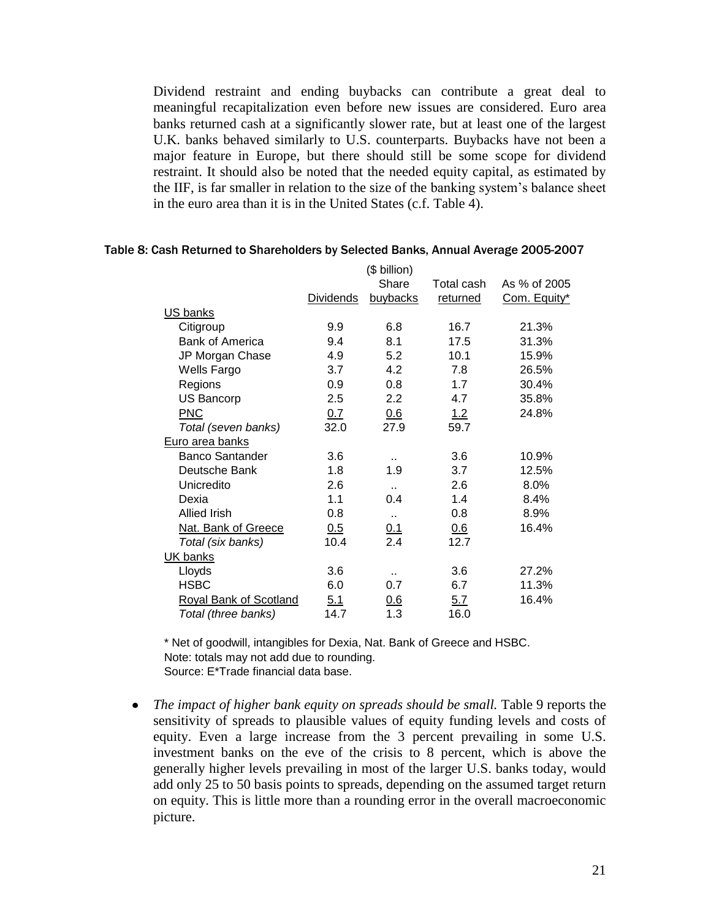Dividend restraint and ending buybacks can contribute a great deal to meaningful recapitalization even before new issues are considered. Euro area banks returned cash at a significantly slower rate, but at least one of the largest U.K. banks behaved similarly to U.S. counterparts. Buybacks have not been a major feature in Europe, but there should still be some scope for dividend restraint. It should also be noted that the needed equity capital, as estimated by the IIF, is far smaller in relation to the size of the banking system's balance sheet in the euro area than it is in the United States (c.f. Table 4).

**Table 8: Cash Returned to Shareholders by Selected Banks, Annual Average 2005-2007**

| | ($ billion) | | | |
|---|---|---|---|---|
| | Dividends | Share buybacks | Total cash returned | As % of 2005 Com. Equity* |
| US banks | | | | |
| Citigroup | 9.9 | 6.8 | 16.7 | 21.3% |
| Bank of America | 9.4 | 8.1 | 17.5 | 31.3% |
| JP Morgan Chase | 4.9 | 5.2 | 10.1 | 15.9% |
| Wells Fargo | 3.7 | 4.2 | 7.8 | 26.5% |
| Regions | 0.9 | 0.8 | 1.7 | 30.4% |
| US Bancorp | 2.5 | 2.2 | 4.7 | 35.8% |
| PNC | 0.7 | 0.6 | 1.2 | 24.8% |
| *Total (seven banks)* | 32.0 | 27.9 | 59.7 | |
| Euro area banks | | | | |
| Banco Santander | 3.6 | .. | 3.6 | 10.9% |
| Deutsche Bank | 1.8 | 1.9 | 3.7 | 12.5% |
| Unicredito | 2.6 | .. | 2.6 | 8.0% |
| Dexia | 1.1 | 0.4 | 1.4 | 8.4% |
| Allied Irish | 0.8 | .. | 0.8 | 8.9% |
| Nat. Bank of Greece | 0.5 | 0.1 | 0.6 | 16.4% |
| *Total (six banks)* | 10.4 | 2.4 | 12.7 | |
| UK banks | | | | |
| Lloyds | 3.6 | .. | 3.6 | 27.2% |
| HSBC | 6.0 | 0.7 | 6.7 | 11.3% |
| Royal Bank of Scotland | 5.1 | 0.6 | 5.7 | 16.4% |
| *Total (three banks)* | 14.7 | 1.3 | 16.0 | |

\* Net of goodwill, intangibles for Dexia, Nat. Bank of Greece and HSBC.
Note: totals may not add due to rounding.
Source: E*Trade financial data base.

- *The impact of higher bank equity on spreads should be small.* Table 9 reports the sensitivity of spreads to plausible values of equity funding levels and costs of equity. Even a large increase from the 3 percent prevailing in some U.S. investment banks on the eve of the crisis to 8 percent, which is above the generally higher levels prevailing in most of the larger U.S. banks today, would add only 25 to 50 basis points to spreads, depending on the assumed target return on equity. This is little more than a rounding error in the overall macroeconomic picture.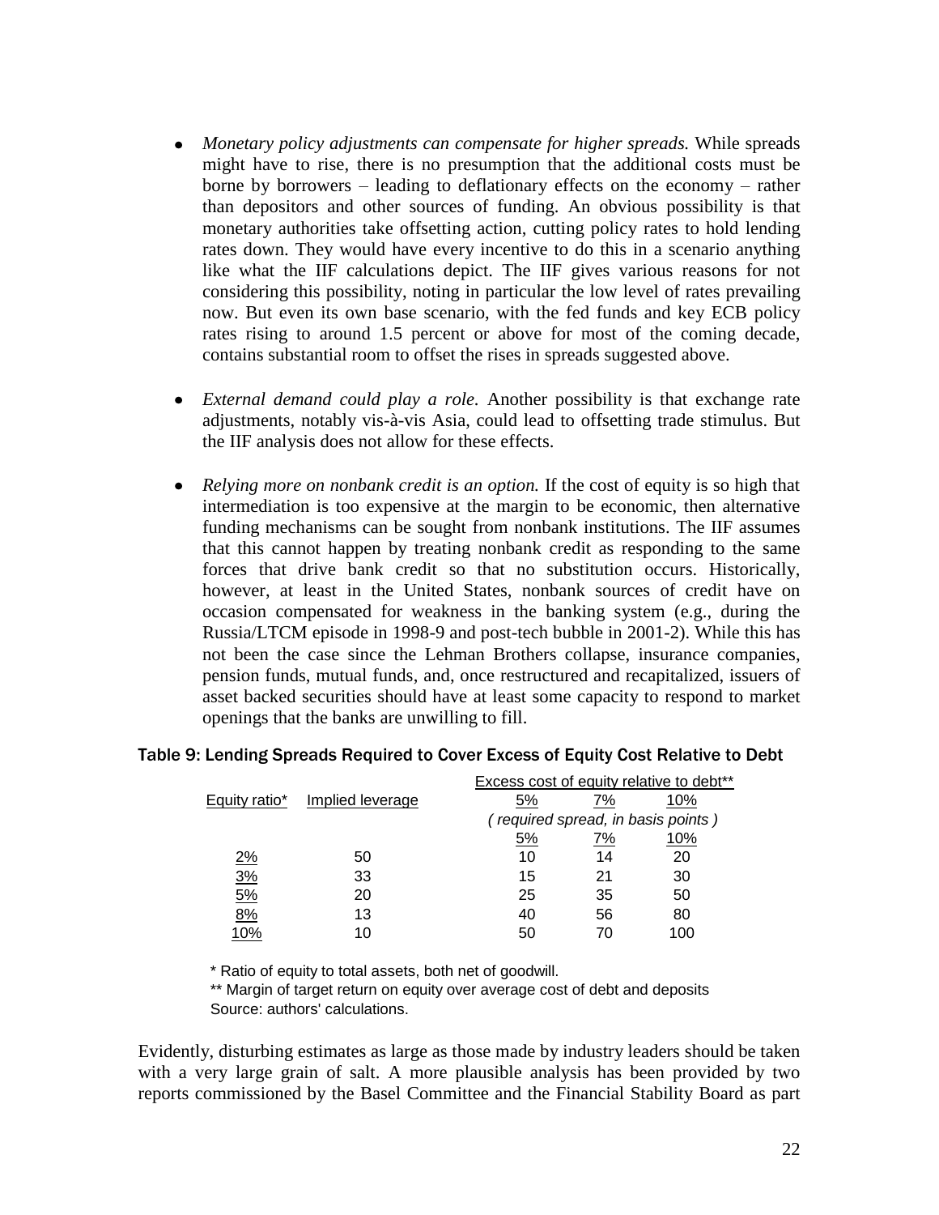- *Monetary policy adjustments can compensate for higher spreads.* While spreads might have to rise, there is no presumption that the additional costs must be borne by borrowers – leading to deflationary effects on the economy – rather than depositors and other sources of funding. An obvious possibility is that monetary authorities take offsetting action, cutting policy rates to hold lending rates down. They would have every incentive to do this in a scenario anything like what the IIF calculations depict. The IIF gives various reasons for not considering this possibility, noting in particular the low level of rates prevailing now. But even its own base scenario, with the fed funds and key ECB policy rates rising to around 1.5 percent or above for most of the coming decade, contains substantial room to offset the rises in spreads suggested above.

- *External demand could play a role.* Another possibility is that exchange rate adjustments, notably vis-à-vis Asia, could lead to offsetting trade stimulus. But the IIF analysis does not allow for these effects.

- *Relying more on nonbank credit is an option.* If the cost of equity is so high that intermediation is too expensive at the margin to be economic, then alternative funding mechanisms can be sought from nonbank institutions. The IIF assumes that this cannot happen by treating nonbank credit as responding to the same forces that drive bank credit so that no substitution occurs. Historically, however, at least in the United States, nonbank sources of credit have on occasion compensated for weakness in the banking system (e.g., during the Russia/LTCM episode in 1998-9 and post-tech bubble in 2001-2). While this has not been the case since the Lehman Brothers collapse, insurance companies, pension funds, mutual funds, and, once restructured and recapitalized, issuers of asset backed securities should have at least some capacity to respond to market openings that the banks are unwilling to fill.

**Table 9: Lending Spreads Required to Cover Excess of Equity Cost Relative to Debt**

| | | Excess cost of equity relative to debt** | | |
|---|---|---|---|---|
| Equity ratio* | Implied leverage | 5% | 7% | 10% |
| | | *( required spread, in basis points )* | | |
| | | 5% | 7% | 10% |
| 2% | 50 | 10 | 14 | 20 |
| 3% | 33 | 15 | 21 | 30 |
| 5% | 20 | 25 | 35 | 50 |
| 8% | 13 | 40 | 56 | 80 |
| 10% | 10 | 50 | 70 | 100 |

\* Ratio of equity to total assets, both net of goodwill.
\** Margin of target return on equity over average cost of debt and deposits
Source: authors' calculations.

Evidently, disturbing estimates as large as those made by industry leaders should be taken with a very large grain of salt. A more plausible analysis has been provided by two reports commissioned by the Basel Committee and the Financial Stability Board as part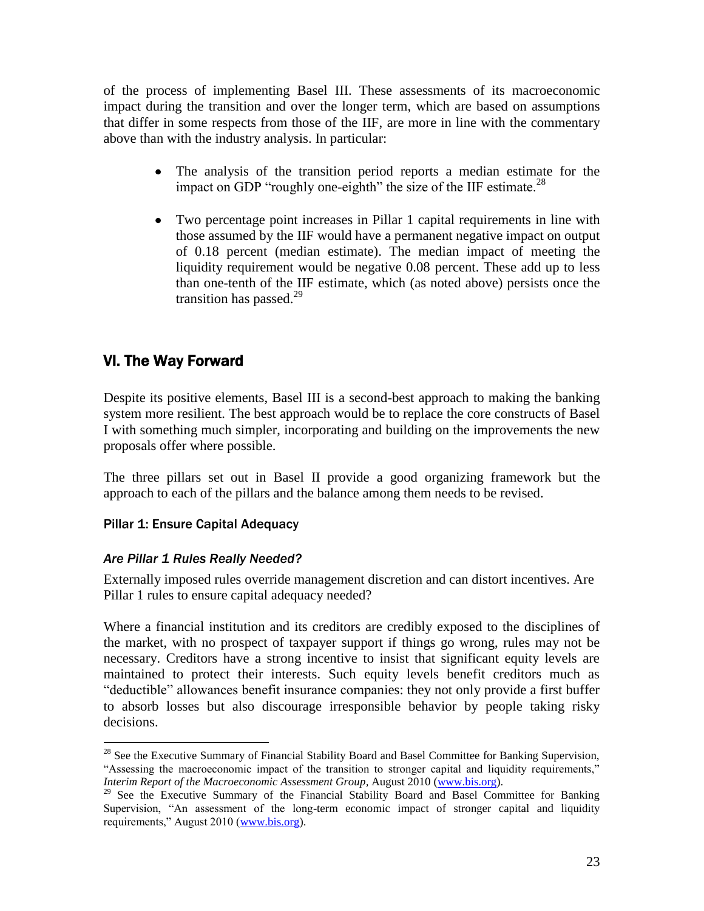of the process of implementing Basel III. These assessments of its macroeconomic impact during the transition and over the longer term, which are based on assumptions that differ in some respects from those of the IIF, are more in line with the commentary above than with the industry analysis. In particular:

- The analysis of the transition period reports a median estimate for the impact on GDP "roughly one-eighth" the size of the IIF estimate.[28]

- Two percentage point increases in Pillar 1 capital requirements in line with those assumed by the IIF would have a permanent negative impact on output of 0.18 percent (median estimate). The median impact of meeting the liquidity requirement would be negative 0.08 percent. These add up to less than one-tenth of the IIF estimate, which (as noted above) persists once the transition has passed.[29]

## VI. The Way Forward

Despite its positive elements, Basel III is a second-best approach to making the banking system more resilient. The best approach would be to replace the core constructs of Basel I with something much simpler, incorporating and building on the improvements the new proposals offer where possible.

The three pillars set out in Basel II provide a good organizing framework but the approach to each of the pillars and the balance among them needs to be revised.

### Pillar 1: Ensure Capital Adequacy

#### *Are Pillar 1 Rules Really Needed?*

Externally imposed rules override management discretion and can distort incentives. Are Pillar 1 rules to ensure capital adequacy needed?

Where a financial institution and its creditors are credibly exposed to the disciplines of the market, with no prospect of taxpayer support if things go wrong, rules may not be necessary. Creditors have a strong incentive to insist that significant equity levels are maintained to protect their interests. Such equity levels benefit creditors much as "deductible" allowances benefit insurance companies: they not only provide a first buffer to absorb losses but also discourage irresponsible behavior by people taking risky decisions.

---

[28] See the Executive Summary of Financial Stability Board and Basel Committee for Banking Supervision, "Assessing the macroeconomic impact of the transition to stronger capital and liquidity requirements," *Interim Report of the Macroeconomic Assessment Group,* August 2010 (www.bis.org).

[29] See the Executive Summary of the Financial Stability Board and Basel Committee for Banking Supervision, "An assessment of the long-term economic impact of stronger capital and liquidity requirements," August 2010 (www.bis.org).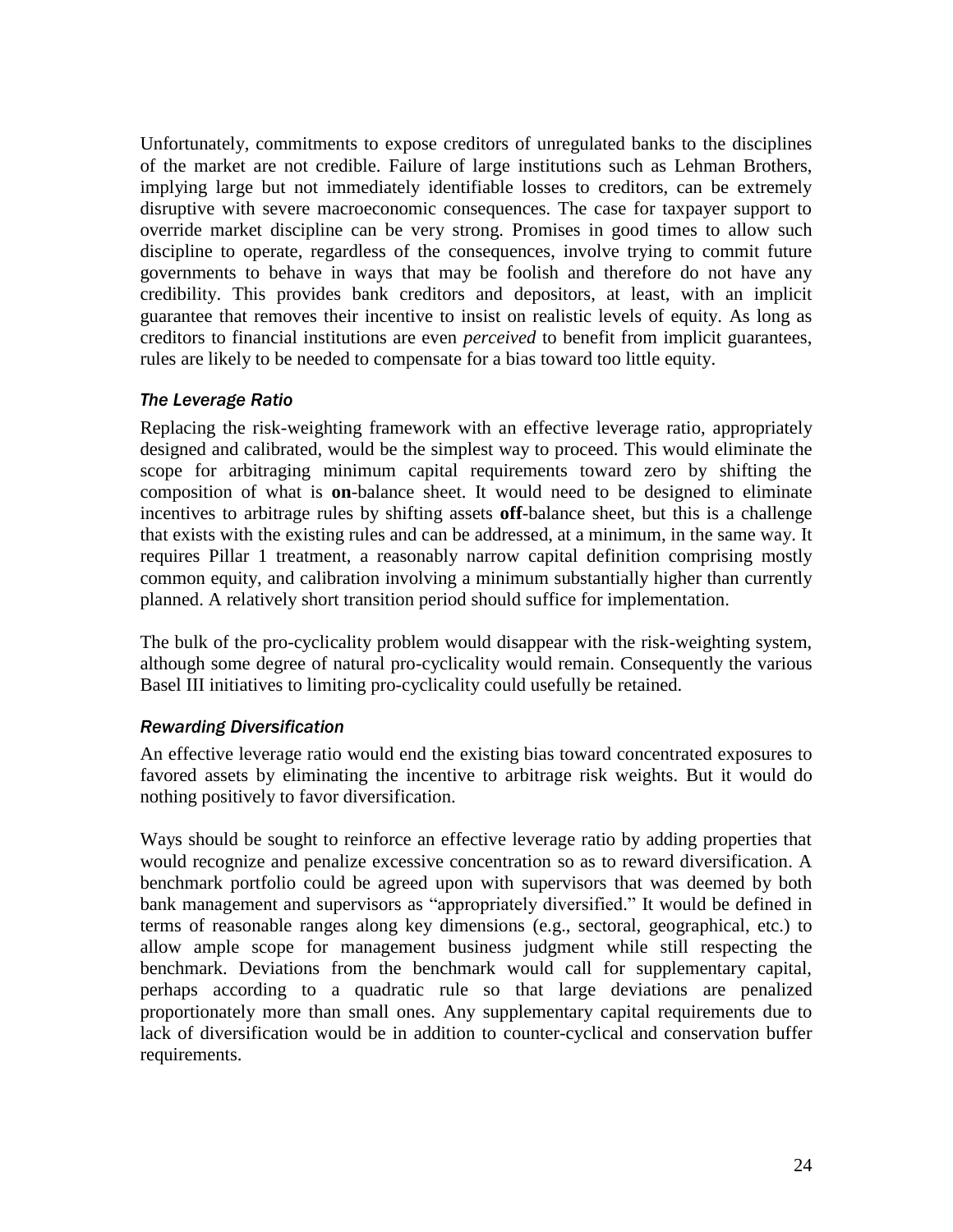Unfortunately, commitments to expose creditors of unregulated banks to the disciplines of the market are not credible. Failure of large institutions such as Lehman Brothers, implying large but not immediately identifiable losses to creditors, can be extremely disruptive with severe macroeconomic consequences. The case for taxpayer support to override market discipline can be very strong. Promises in good times to allow such discipline to operate, regardless of the consequences, involve trying to commit future governments to behave in ways that may be foolish and therefore do not have any credibility. This provides bank creditors and depositors, at least, with an implicit guarantee that removes their incentive to insist on realistic levels of equity. As long as creditors to financial institutions are even *perceived* to benefit from implicit guarantees, rules are likely to be needed to compensate for a bias toward too little equity.

### *The Leverage Ratio*

Replacing the risk-weighting framework with an effective leverage ratio, appropriately designed and calibrated, would be the simplest way to proceed. This would eliminate the scope for arbitraging minimum capital requirements toward zero by shifting the composition of what is **on**-balance sheet. It would need to be designed to eliminate incentives to arbitrage rules by shifting assets **off**-balance sheet, but this is a challenge that exists with the existing rules and can be addressed, at a minimum, in the same way. It requires Pillar 1 treatment, a reasonably narrow capital definition comprising mostly common equity, and calibration involving a minimum substantially higher than currently planned. A relatively short transition period should suffice for implementation.

The bulk of the pro-cyclicality problem would disappear with the risk-weighting system, although some degree of natural pro-cyclicality would remain. Consequently the various Basel III initiatives to limiting pro-cyclicality could usefully be retained.

### *Rewarding Diversification*

An effective leverage ratio would end the existing bias toward concentrated exposures to favored assets by eliminating the incentive to arbitrage risk weights. But it would do nothing positively to favor diversification.

Ways should be sought to reinforce an effective leverage ratio by adding properties that would recognize and penalize excessive concentration so as to reward diversification. A benchmark portfolio could be agreed upon with supervisors that was deemed by both bank management and supervisors as "appropriately diversified." It would be defined in terms of reasonable ranges along key dimensions (e.g., sectoral, geographical, etc.) to allow ample scope for management business judgment while still respecting the benchmark. Deviations from the benchmark would call for supplementary capital, perhaps according to a quadratic rule so that large deviations are penalized proportionately more than small ones. Any supplementary capital requirements due to lack of diversification would be in addition to counter-cyclical and conservation buffer requirements.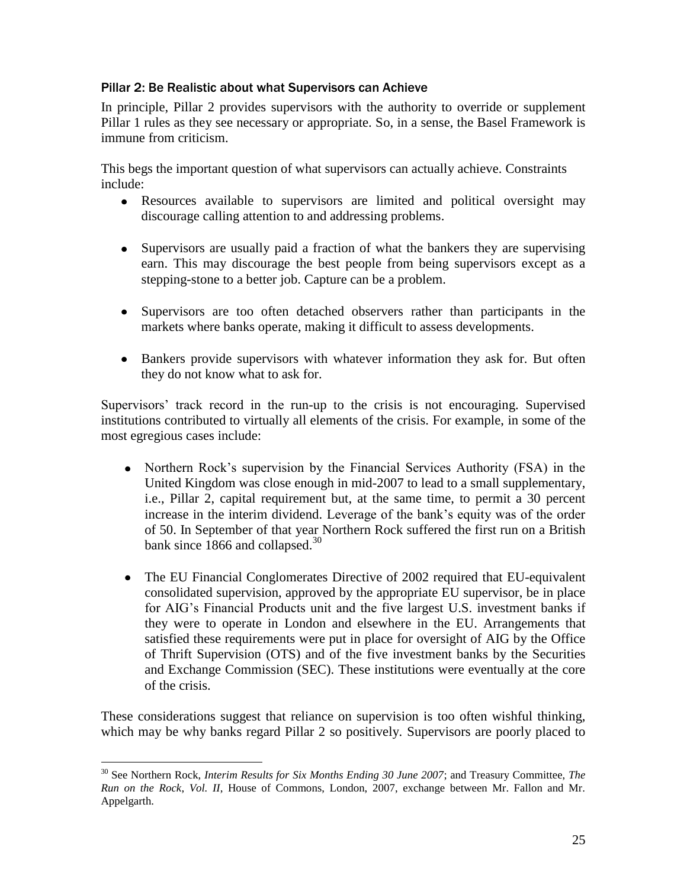### Pillar 2: Be Realistic about what Supervisors can Achieve

In principle, Pillar 2 provides supervisors with the authority to override or supplement Pillar 1 rules as they see necessary or appropriate. So, in a sense, the Basel Framework is immune from criticism.

This begs the important question of what supervisors can actually achieve. Constraints include:

- Resources available to supervisors are limited and political oversight may discourage calling attention to and addressing problems.
- Supervisors are usually paid a fraction of what the bankers they are supervising earn. This may discourage the best people from being supervisors except as a stepping-stone to a better job. Capture can be a problem.
- Supervisors are too often detached observers rather than participants in the markets where banks operate, making it difficult to assess developments.
- Bankers provide supervisors with whatever information they ask for. But often they do not know what to ask for.

Supervisors' track record in the run-up to the crisis is not encouraging. Supervised institutions contributed to virtually all elements of the crisis. For example, in some of the most egregious cases include:

- Northern Rock's supervision by the Financial Services Authority (FSA) in the United Kingdom was close enough in mid-2007 to lead to a small supplementary, i.e., Pillar 2, capital requirement but, at the same time, to permit a 30 percent increase in the interim dividend. Leverage of the bank's equity was of the order of 50. In September of that year Northern Rock suffered the first run on a British bank since 1866 and collapsed.[30]
- The EU Financial Conglomerates Directive of 2002 required that EU-equivalent consolidated supervision, approved by the appropriate EU supervisor, be in place for AIG's Financial Products unit and the five largest U.S. investment banks if they were to operate in London and elsewhere in the EU. Arrangements that satisfied these requirements were put in place for oversight of AIG by the Office of Thrift Supervision (OTS) and of the five investment banks by the Securities and Exchange Commission (SEC). These institutions were eventually at the core of the crisis.

These considerations suggest that reliance on supervision is too often wishful thinking, which may be why banks regard Pillar 2 so positively. Supervisors are poorly placed to

---

[30] See Northern Rock, *Interim Results for Six Months Ending 30 June 2007*; and Treasury Committee, *The Run on the Rock, Vol. II*, House of Commons, London, 2007, exchange between Mr. Fallon and Mr. Appelgarth.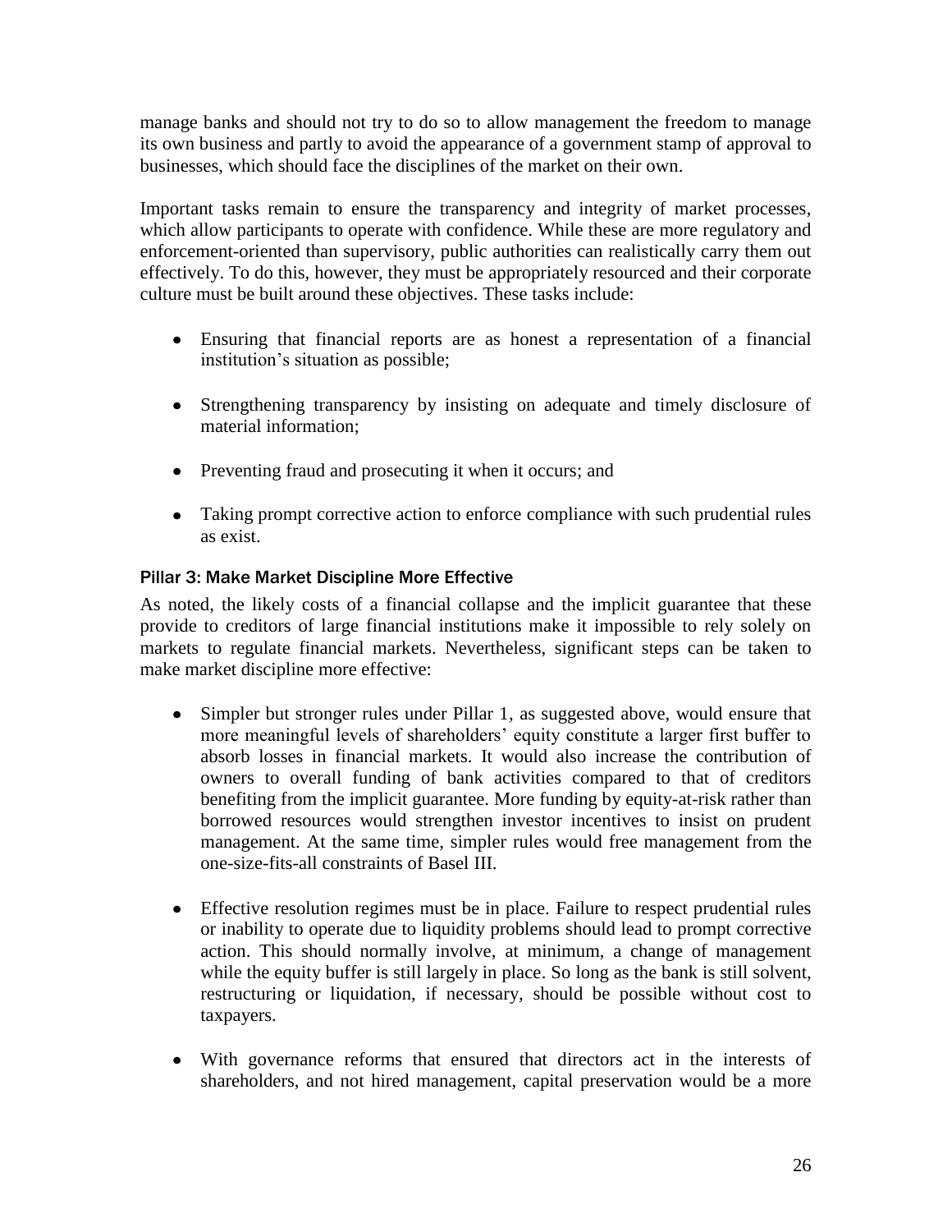manage banks and should not try to do so to allow management the freedom to manage its own business and partly to avoid the appearance of a government stamp of approval to businesses, which should face the disciplines of the market on their own.

Important tasks remain to ensure the transparency and integrity of market processes, which allow participants to operate with confidence. While these are more regulatory and enforcement-oriented than supervisory, public authorities can realistically carry them out effectively. To do this, however, they must be appropriately resourced and their corporate culture must be built around these objectives. These tasks include:

- Ensuring that financial reports are as honest a representation of a financial institution's situation as possible;
- Strengthening transparency by insisting on adequate and timely disclosure of material information;
- Preventing fraud and prosecuting it when it occurs; and
- Taking prompt corrective action to enforce compliance with such prudential rules as exist.

### Pillar 3: Make Market Discipline More Effective

As noted, the likely costs of a financial collapse and the implicit guarantee that these provide to creditors of large financial institutions make it impossible to rely solely on markets to regulate financial markets. Nevertheless, significant steps can be taken to make market discipline more effective:

- Simpler but stronger rules under Pillar 1, as suggested above, would ensure that more meaningful levels of shareholders' equity constitute a larger first buffer to absorb losses in financial markets. It would also increase the contribution of owners to overall funding of bank activities compared to that of creditors benefiting from the implicit guarantee. More funding by equity-at-risk rather than borrowed resources would strengthen investor incentives to insist on prudent management. At the same time, simpler rules would free management from the one-size-fits-all constraints of Basel III.
- Effective resolution regimes must be in place. Failure to respect prudential rules or inability to operate due to liquidity problems should lead to prompt corrective action. This should normally involve, at minimum, a change of management while the equity buffer is still largely in place. So long as the bank is still solvent, restructuring or liquidation, if necessary, should be possible without cost to taxpayers.
- With governance reforms that ensured that directors act in the interests of shareholders, and not hired management, capital preservation would be a more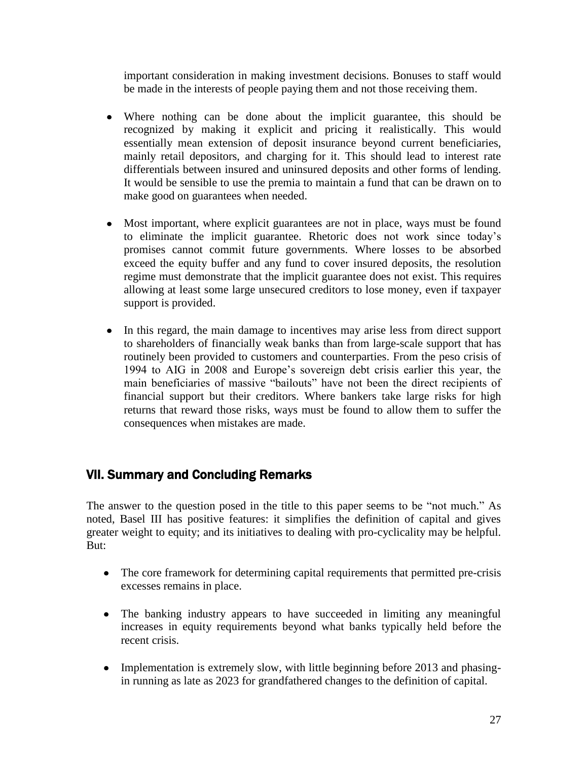important consideration in making investment decisions. Bonuses to staff would be made in the interests of people paying them and not those receiving them.

- Where nothing can be done about the implicit guarantee, this should be recognized by making it explicit and pricing it realistically. This would essentially mean extension of deposit insurance beyond current beneficiaries, mainly retail depositors, and charging for it. This should lead to interest rate differentials between insured and uninsured deposits and other forms of lending. It would be sensible to use the premia to maintain a fund that can be drawn on to make good on guarantees when needed.

- Most important, where explicit guarantees are not in place, ways must be found to eliminate the implicit guarantee. Rhetoric does not work since today's promises cannot commit future governments. Where losses to be absorbed exceed the equity buffer and any fund to cover insured deposits, the resolution regime must demonstrate that the implicit guarantee does not exist. This requires allowing at least some large unsecured creditors to lose money, even if taxpayer support is provided.

- In this regard, the main damage to incentives may arise less from direct support to shareholders of financially weak banks than from large-scale support that has routinely been provided to customers and counterparties. From the peso crisis of 1994 to AIG in 2008 and Europe's sovereign debt crisis earlier this year, the main beneficiaries of massive "bailouts" have not been the direct recipients of financial support but their creditors. Where bankers take large risks for high returns that reward those risks, ways must be found to allow them to suffer the consequences when mistakes are made.

## VII. Summary and Concluding Remarks

The answer to the question posed in the title to this paper seems to be "not much." As noted, Basel III has positive features: it simplifies the definition of capital and gives greater weight to equity; and its initiatives to dealing with pro-cyclicality may be helpful. But:

- The core framework for determining capital requirements that permitted pre-crisis excesses remains in place.

- The banking industry appears to have succeeded in limiting any meaningful increases in equity requirements beyond what banks typically held before the recent crisis.

- Implementation is extremely slow, with little beginning before 2013 and phasing-in running as late as 2023 for grandfathered changes to the definition of capital.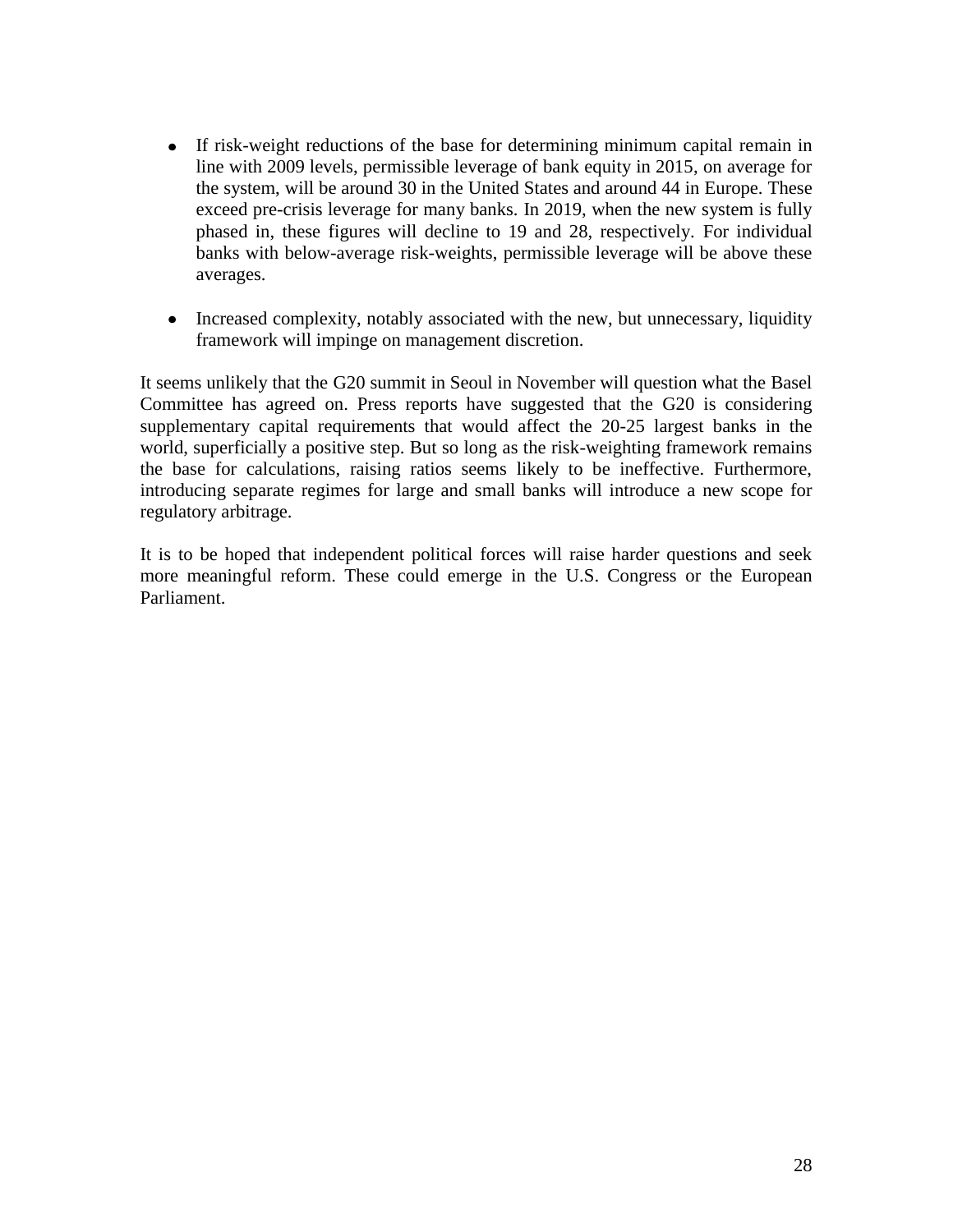- If risk-weight reductions of the base for determining minimum capital remain in line with 2009 levels, permissible leverage of bank equity in 2015, on average for the system, will be around 30 in the United States and around 44 in Europe. These exceed pre-crisis leverage for many banks. In 2019, when the new system is fully phased in, these figures will decline to 19 and 28, respectively. For individual banks with below-average risk-weights, permissible leverage will be above these averages.

- Increased complexity, notably associated with the new, but unnecessary, liquidity framework will impinge on management discretion.

It seems unlikely that the G20 summit in Seoul in November will question what the Basel Committee has agreed on. Press reports have suggested that the G20 is considering supplementary capital requirements that would affect the 20-25 largest banks in the world, superficially a positive step. But so long as the risk-weighting framework remains the base for calculations, raising ratios seems likely to be ineffective. Furthermore, introducing separate regimes for large and small banks will introduce a new scope for regulatory arbitrage.

It is to be hoped that independent political forces will raise harder questions and seek more meaningful reform. These could emerge in the U.S. Congress or the European Parliament.